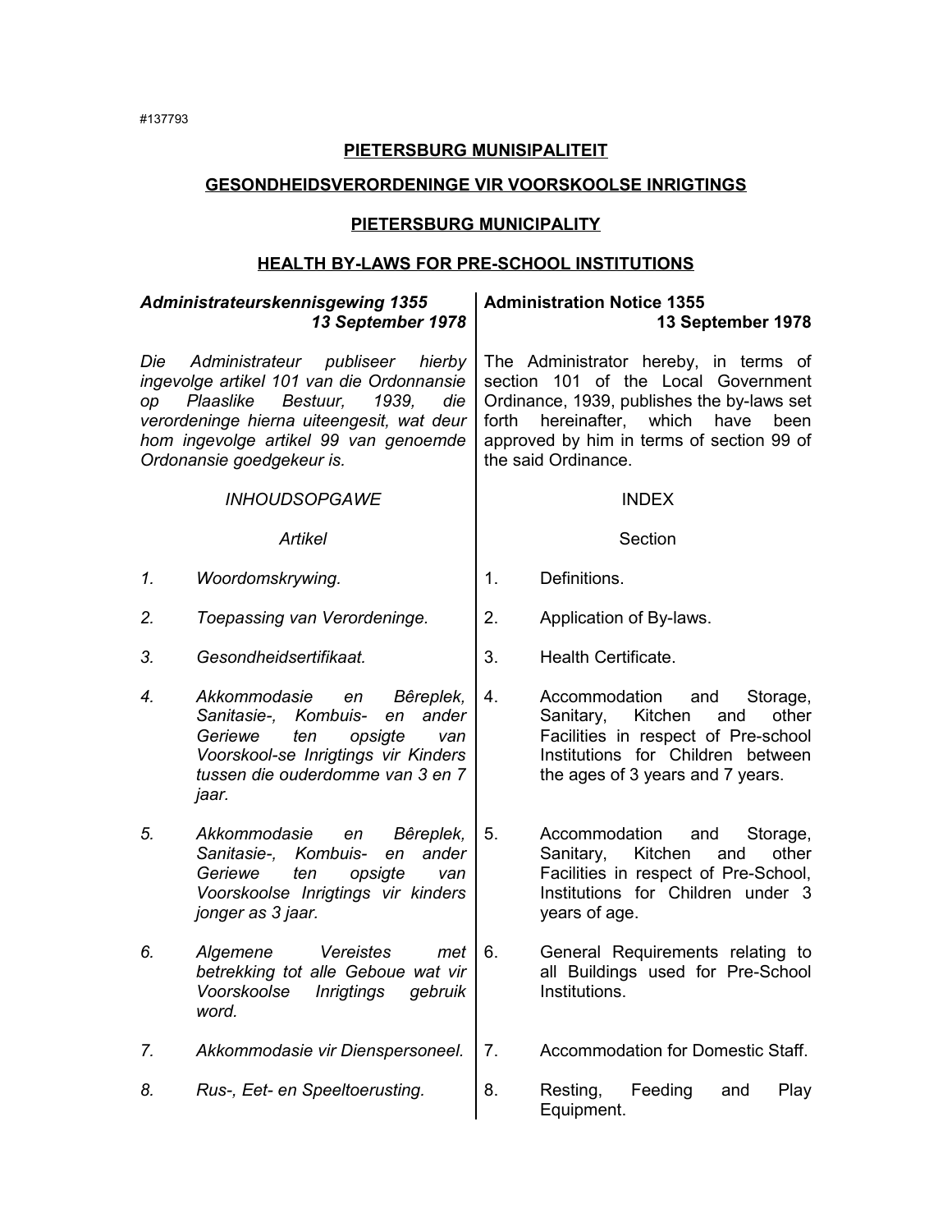#137793

# PIETERSBURG MUNISIPALITEIT

## GESONDHEIDSVERORDENINGE VIR VOORSKOOLSE INRIGTINGS

# PIETERSBURG MUNICIPALITY

## HEALTH BY-LAWS FOR PRE-SCHOOL INSTITUTIONS

***Administrateurskennisgewing 1355***
***13 September 1978***

*Die Administrateur publiseer hierby ingevolge artikel 101 van die Ordonnansie op Plaaslike Bestuur, 1939, die verordeninge hierna uiteengesit, wat deur hom ingevolge artikel 99 van genoemde Ordonansie goedgekeur is.*

*INHOUDSOPGAWE*

*Artikel*

*1. Woordomskrywing.*

*2. Toepassing van Verordeninge.*

*3. Gesondheidsertifikaat.*

*4. Akkommodasie en Bêreplek, Sanitasie-, Kombuis- en ander Geriewe ten opsigte van Voorskool-se Inrigtings vir Kinders tussen die ouderdomme van 3 en 7 jaar.*

*5. Akkommodasie en Bêreplek, Sanitasie-, Kombuis- en ander Geriewe ten opsigte van Voorskoolse Inrigtings vir kinders jonger as 3 jaar.*

*6. Algemene Vereistes met betrekking tot alle Geboue wat vir Voorskoolse Inrigtings gebruik word.*

*7. Akkommodasie vir Dienspersoneel.*

*8. Rus-, Eet- en Speeltoerusting.*

**Administration Notice 1355**
**13 September 1978**

The Administrator hereby, in terms of section 101 of the Local Government Ordinance, 1939, publishes the by-laws set forth hereinafter, which have been approved by him in terms of section 99 of the said Ordinance.

INDEX

Section

1. Definitions.

2. Application of By-laws.

3. Health Certificate.

4. Accommodation and Storage, Sanitary, Kitchen and other Facilities in respect of Pre-school Institutions for Children between the ages of 3 years and 7 years.

5. Accommodation and Storage, Sanitary, Kitchen and other Facilities in respect of Pre-School, Institutions for Children under 3 years of age.

6. General Requirements relating to all Buildings used for Pre-School Institutions.

7. Accommodation for Domestic Staff.

8. Resting, Feeding and Play Equipment.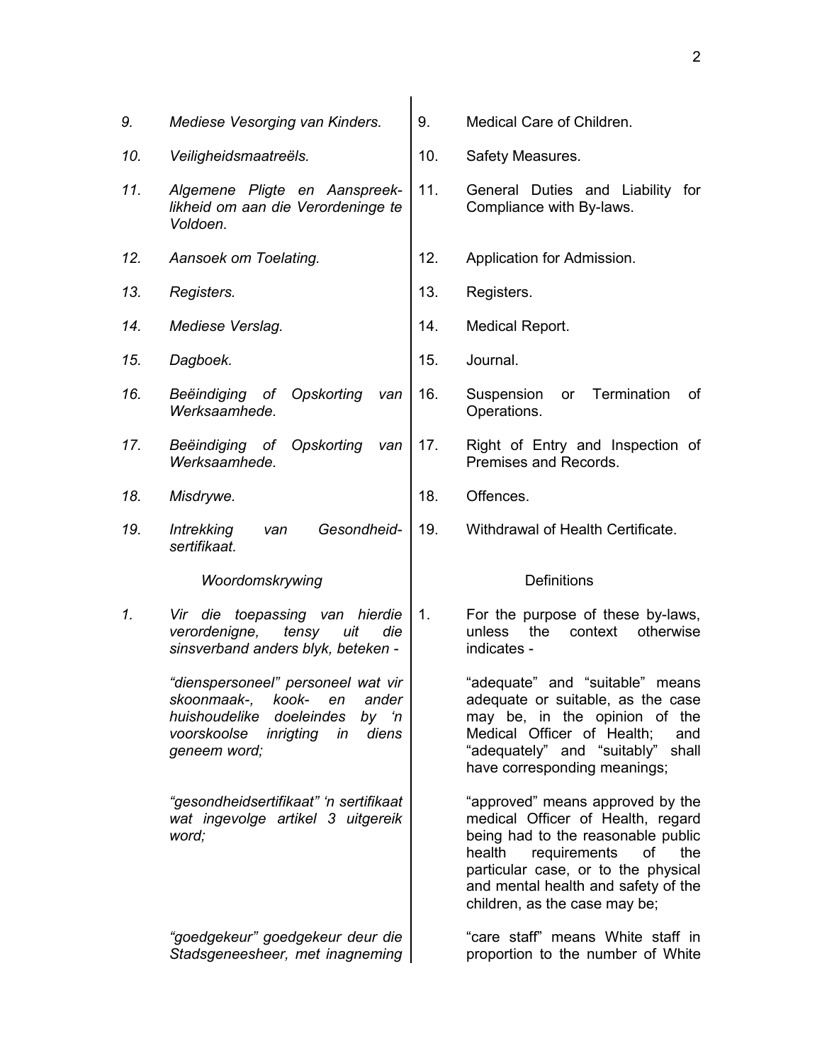| | | | |
|---|---|---|---|
| *9.* | *Mediese Vesorging van Kinders.* | 9. | Medical Care of Children. |
| *10.* | *Veiligheidsmaatreëls.* | 10. | Safety Measures. |
| *11.* | *Algemene Pligte en Aanspreek-likheid om aan die Verordeninge te Voldoen.* | 11. | General Duties and Liability for Compliance with By-laws. |
| *12.* | *Aansoek om Toelating.* | 12. | Application for Admission. |
| *13.* | *Registers.* | 13. | Registers. |
| *14.* | *Mediese Verslag.* | 14. | Medical Report. |
| *15.* | *Dagboek.* | 15. | Journal. |
| *16.* | *Beëindiging of Opskorting van Werksaamhede.* | 16. | Suspension or Termination of Operations. |
| *17.* | *Beëindiging of Opskorting van Werksaamhede.* | 17. | Right of Entry and Inspection of Premises and Records. |
| *18.* | *Misdrywe.* | 18. | Offences. |
| *19.* | *Intrekking van Gesondheid-sertifikaat.* | 19. | Withdrawal of Health Certificate. |

| *Woordomskrywing* | Definitions |
|---|---|
| *1. Vir die toepassing van hierdie verordenigne, tensy uit die sinsverband anders blyk, beteken -* | 1. For the purpose of these by-laws, unless the context otherwise indicates - |
| *"dienspersoneel" personeel wat vir skoonmaak-, kook- en ander huishoudelike doeleindes by 'n voorskoolse inrigting in diens geneem word;* | "adequate" and "suitable" means adequate or suitable, as the case may be, in the opinion of the Medical Officer of Health; and "adequately" and "suitably" shall have corresponding meanings; |
| *"gesondheidsertifikaat" 'n sertifikaat wat ingevolge artikel 3 uitgereik word;* | "approved" means approved by the medical Officer of Health, regard being had to the reasonable public health requirements of the particular case, or to the physical and mental health and safety of the children, as the case may be; |
| *"goedgekeur" goedgekeur deur die Stadsgeneesheer, met inagneming* | "care staff" means White staff in proportion to the number of White |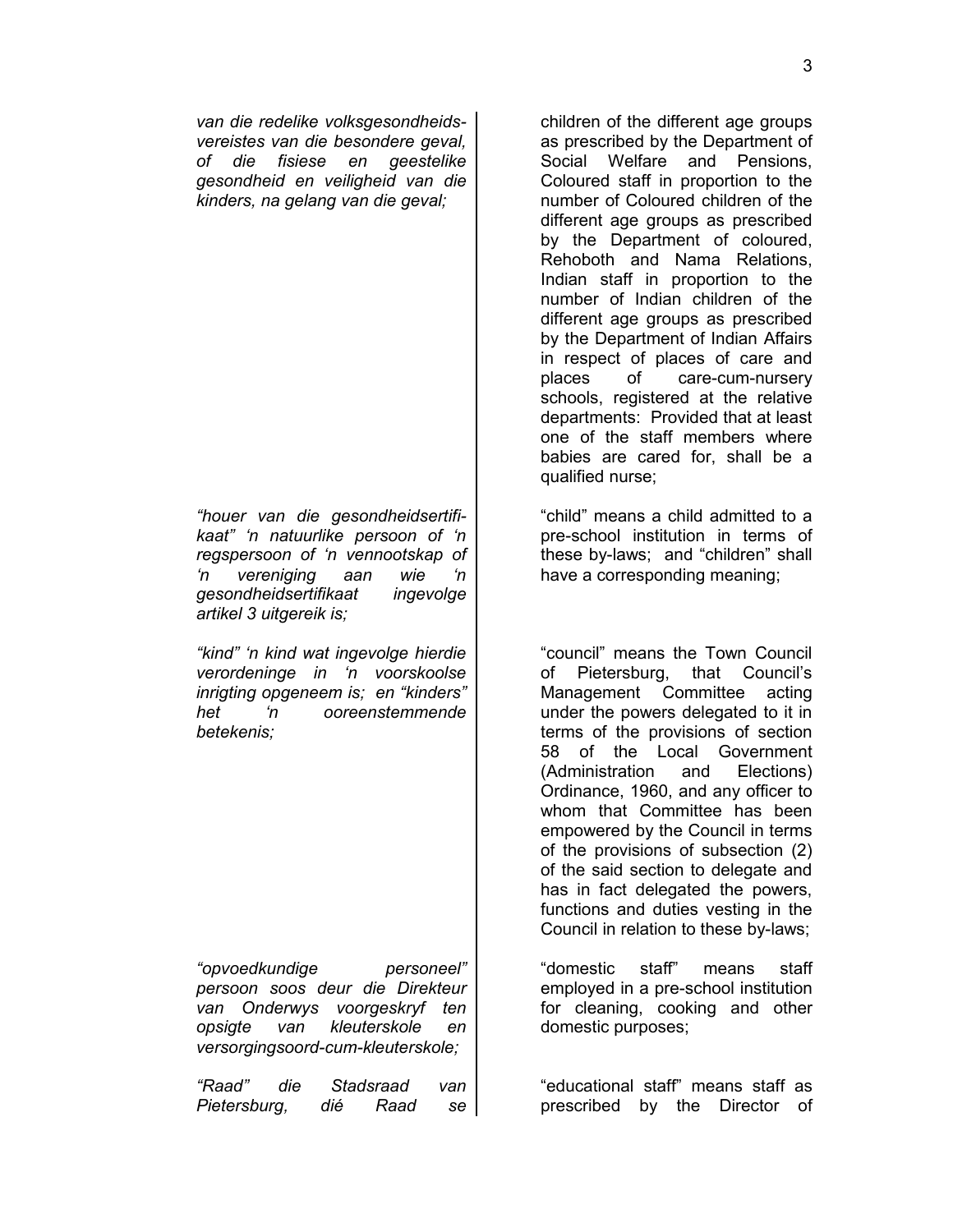*van die redelike volksgesondheidsvereistes van die besondere geval, of die fisiese en geestelike gesondheid en veiligheid van die kinders, na gelang van die geval;*

*"houer van die gesondheidsertifikaat" 'n natuurlike persoon of 'n regspersoon of 'n vennootskap of 'n vereniging aan wie 'n gesondheidsertifikaat ingevolge artikel 3 uitgereik is;*

*"kind" 'n kind wat ingevolge hierdie verordeninge in 'n voorskoolse inrigting opgeneem is; en "kinders" het 'n ooreenstemmende betekenis;*

*"opvoedkundige personeel" persoon soos deur die Direkteur van Onderwys voorgeskryf ten opsigte van kleuterskole en versorgingsoord-cum-kleuterskole;*

*"Raad" die Stadsraad van Pietersburg, dié Raad se*

children of the different age groups as prescribed by the Department of Social Welfare and Pensions, Coloured staff in proportion to the number of Coloured children of the different age groups as prescribed by the Department of coloured, Rehoboth and Nama Relations, Indian staff in proportion to the number of Indian children of the different age groups as prescribed by the Department of Indian Affairs in respect of places of care and places of care-cum-nursery schools, registered at the relative departments: Provided that at least one of the staff members where babies are cared for, shall be a qualified nurse;

"child" means a child admitted to a pre-school institution in terms of these by-laws; and "children" shall have a corresponding meaning;

"council" means the Town Council of Pietersburg, that Council's Management Committee acting under the powers delegated to it in terms of the provisions of section 58 of the Local Government (Administration and Elections) Ordinance, 1960, and any officer to whom that Committee has been empowered by the Council in terms of the provisions of subsection (2) of the said section to delegate and has in fact delegated the powers, functions and duties vesting in the Council in relation to these by-laws;

"domestic staff" means staff employed in a pre-school institution for cleaning, cooking and other domestic purposes;

"educational staff" means staff as prescribed by the Director of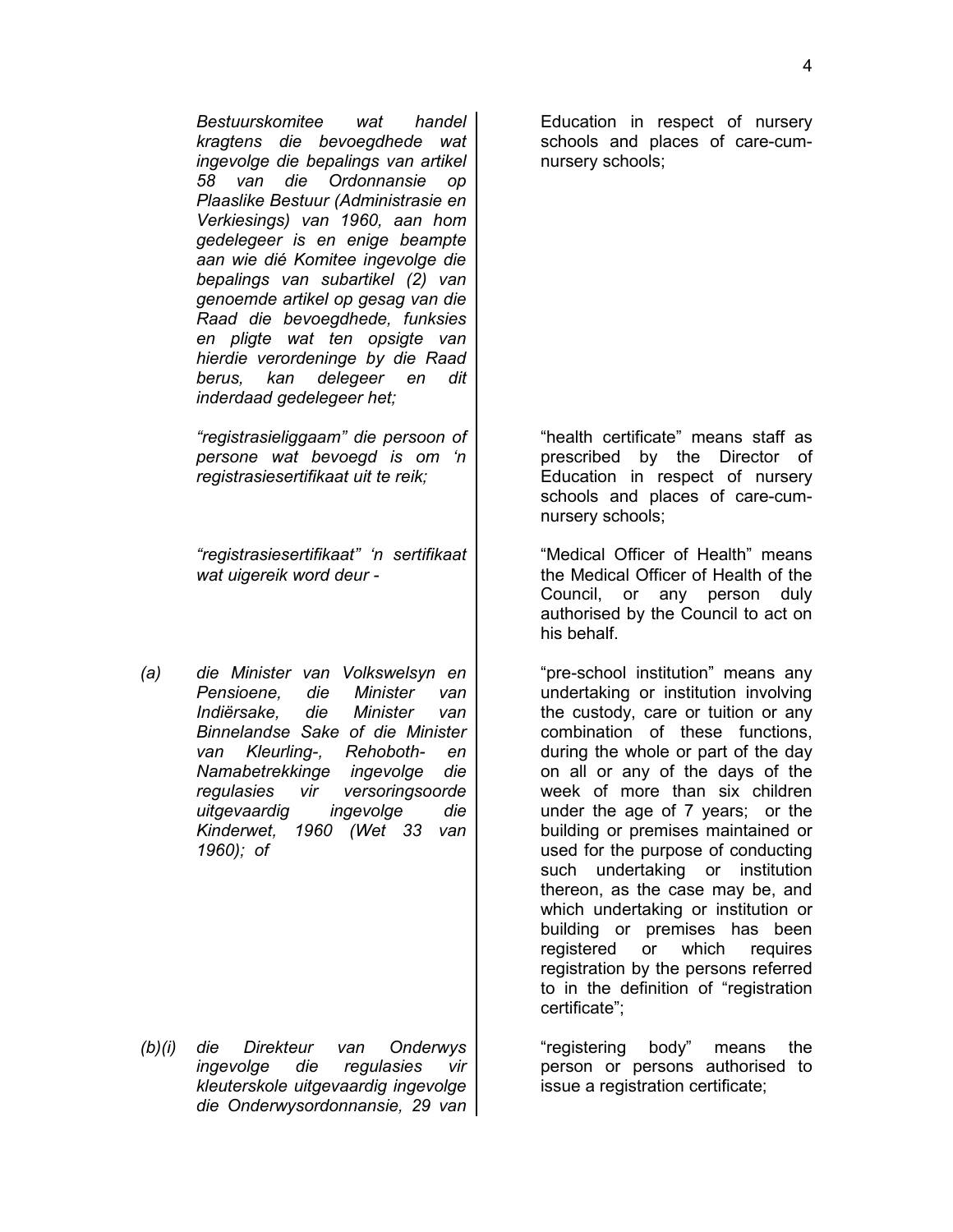*Bestuurskomitee wat handel kragtens die bevoegdhede wat ingevolge die bepalings van artikel 58 van die Ordonnansie op Plaaslike Bestuur (Administrasie en Verkiesings) van 1960, aan hom gedelegeer is en enige beampte aan wie dié Komitee ingevolge die bepalings van subartikel (2) van genoemde artikel op gesag van die Raad die bevoegdhede, funksies en pligte wat ten opsigte van hierdie verordeninge by die Raad berus, kan delegeer en dit inderdaad gedelegeer het;*

*"registrasieliggaam" die persoon of persone wat bevoegd is om 'n registrasiesertifikaat uit te reik;*

*"registrasiesertifikaat" 'n sertifikaat wat uigereik word deur -*

*(a) die Minister van Volkswelsyn en Pensioene, die Minister van Indiërsake, die Minister van Binnelandse Sake of die Minister van Kleurling-, Rehoboth- en Namabetrekkinge ingevolge die regulasies vir versoringsoorde uitgevaardig ingevolge die Kinderwet, 1960 (Wet 33 van 1960); of*

*(b)(i) die Direkteur van Onderwys ingevolge die regulasies vir kleuterskole uitgevaardig ingevolge die Onderwysordonnansie, 29 van*

Education in respect of nursery schools and places of care-cum-nursery schools;

"health certificate" means staff as prescribed by the Director of Education in respect of nursery schools and places of care-cum-nursery schools;

"Medical Officer of Health" means the Medical Officer of Health of the Council, or any person duly authorised by the Council to act on his behalf.

"pre-school institution" means any undertaking or institution involving the custody, care or tuition or any combination of these functions, during the whole or part of the day on all or any of the days of the week of more than six children under the age of 7 years; or the building or premises maintained or used for the purpose of conducting such undertaking or institution thereon, as the case may be, and which undertaking or institution or building or premises has been registered or which requires registration by the persons referred to in the definition of "registration certificate";

"registering body" means the person or persons authorised to issue a registration certificate;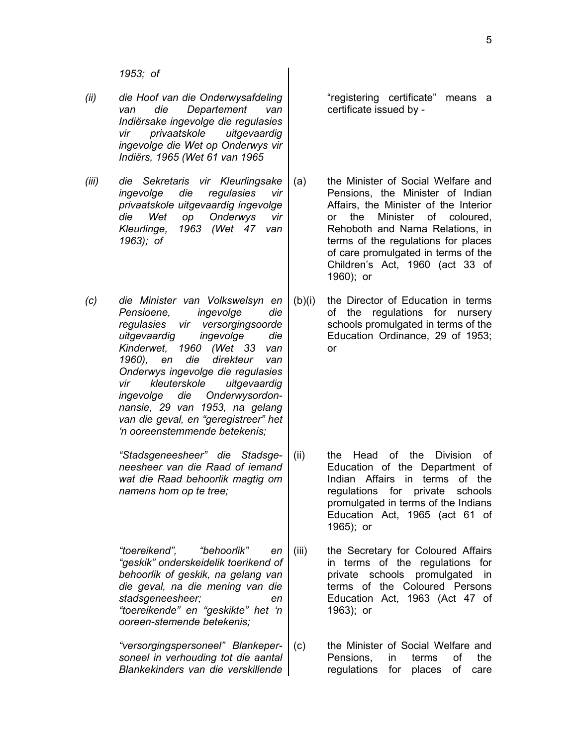*1953; of*

*(ii) die Hoof van die Onderwysafdeling van die Departement van Indiërsake ingevolge die regulasies vir privaatskole uitgevaardig ingevolge die Wet op Onderwys vir Indiërs, 1965 (Wet 61 van 1965*

*(iii) die Sekretaris vir Kleurlingsake ingevolge die regulasies vir privaatskole uitgevaardig ingevolge die Wet op Onderwys vir Kleurlinge, 1963 (Wet 47 van 1963); of*

*(c) die Minister van Volkswelsyn en Pensioene, ingevolge die regulasies vir versorgingsoorde uitgevaardig ingevolge die Kinderwet, 1960 (Wet 33 van 1960), en die direkteur van Onderwys ingevolge die regulasies vir kleuterskole uitgevaardig ingevolge die Onderwysordonnansie, 29 van 1953, na gelang van die geval, en "geregistreer" het 'n ooreenstemmende betekenis;*

*"Stadsgeneesheer" die Stadsgeneesheer van die Raad of iemand wat die Raad behoorlik magtig om namens hom op te tree;*

*"toereikend", "behoorlik" en "geskik" onderskeidelik toerikend of behoorlik of geskik, na gelang van die geval, na die mening van die stadsgeneesheer; en "toereikende" en "geskikte" het 'n ooreen-stemende betekenis;*

*"versorgingspersoneel" Blankepersoneel in verhouding tot die aantal Blankekinders van die verskillende*

"registering certificate" means a certificate issued by -

(a) the Minister of Social Welfare and Pensions, the Minister of Indian Affairs, the Minister of the Interior or the Minister of coloured, Rehoboth and Nama Relations, in terms of the regulations for places of care promulgated in terms of the Children's Act, 1960 (act 33 of 1960); or

(b)(i) the Director of Education in terms of the regulations for nursery schools promulgated in terms of the Education Ordinance, 29 of 1953; or

(ii) the Head of the Division of Education of the Department of Indian Affairs in terms of the regulations for private schools promulgated in terms of the Indians Education Act, 1965 (act 61 of 1965); or

(iii) the Secretary for Coloured Affairs in terms of the regulations for private schools promulgated in terms of the Coloured Persons Education Act, 1963 (Act 47 of 1963); or

(c) the Minister of Social Welfare and Pensions, in terms of the regulations for places of care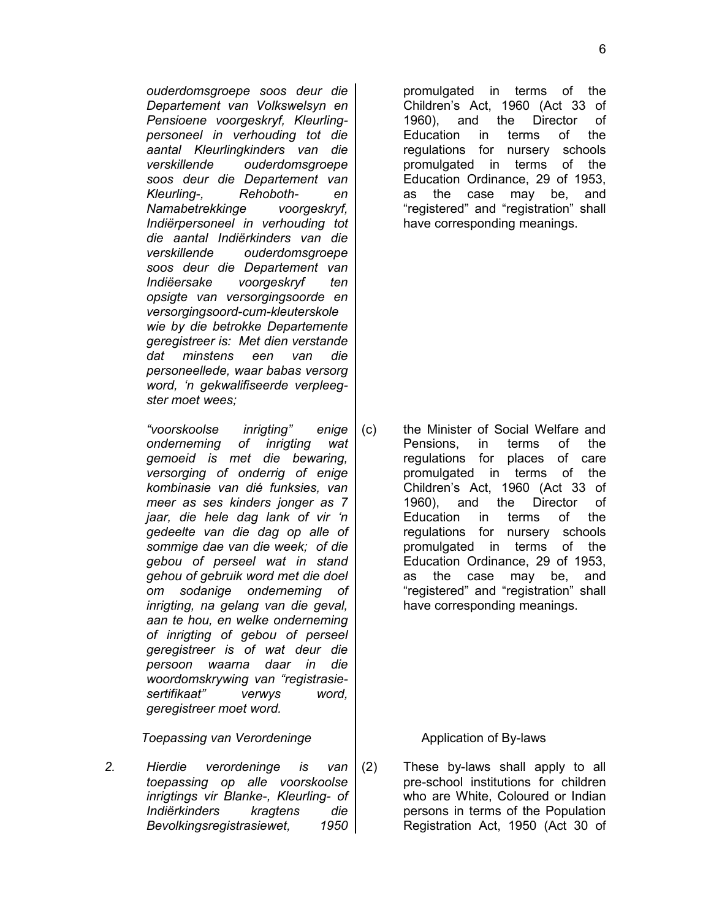*ouderdomsgroepe soos deur die Departement van Volkswelsyn en Pensioene voorgeskryf, Kleurling-personeel in verhouding tot die aantal Kleurlingkinders van die verskillende ouderdomsgroepe soos deur die Departement van Kleurling-, Rehoboth- en Namabetrekkinge voorgeskryf, Indiërpersoneel in verhouding tot die aantal Indiërkinders van die verskillende ouderdomsgroepe soos deur die Departement van Indiëersake voorgeskryf ten opsigte van versorgingsoorde en versorgingsoord-cum-kleuterskole wie by die betrokke Departemente geregistreer is: Met dien verstande dat minstens een van die personeellede, waar babas versorg word, 'n gekwalifiseerde verpleegster moet wees;*

*"voorskoolse inrigting" enige onderneming of inrigting wat gemoeid is met die bewaring, versorging of onderrig of enige kombinasie van dié funksies, van meer as ses kinders jonger as 7 jaar, die hele dag lank of vir 'n gedeelte van die dag op alle of sommige dae van die week; of die gebou of perseel wat in stand gehou of gebruik word met die doel om sodanige onderneming of inrigting, na gelang van die geval, aan te hou, en welke onderneming of inrigting of gebou of perseel geregistreer is of wat deur die persoon waarna daar in die woordomskrywing van "registrasie-sertifikaat" verwys word, geregistreer moet word.*

*Toepassing van Verordeninge*

*2. Hierdie verordeninge is van toepassing op alle voorskoolse inrigtings vir Blanke-, Kleurling- of Indiërkinders kragtens die Bevolkingsregistrasiewet, 1950*

promulgated in terms of the Children's Act, 1960 (Act 33 of 1960), and the Director of Education in terms of the regulations for nursery schools promulgated in terms of the Education Ordinance, 29 of 1953, as the case may be, and "registered" and "registration" shall have corresponding meanings.

(c) the Minister of Social Welfare and Pensions, in terms of the regulations for places of care promulgated in terms of the Children's Act, 1960 (Act 33 of 1960), and the Director of Education in terms of the regulations for nursery schools promulgated in terms of the Education Ordinance, 29 of 1953, as the case may be, and "registered" and "registration" shall have corresponding meanings.

Application of By-laws

(2) These by-laws shall apply to all pre-school institutions for children who are White, Coloured or Indian persons in terms of the Population Registration Act, 1950 (Act 30 of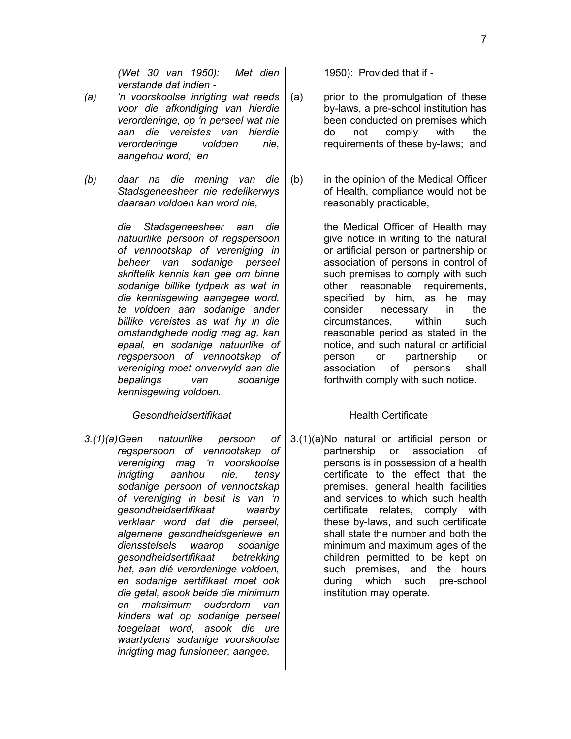*(Wet 30 van 1950): Met dien verstande dat indien -*

*(a) 'n voorskoolse inrigting wat reeds voor die afkondiging van hierdie verordeninge, op 'n perseel wat nie aan die vereistes van hierdie verordeninge voldoen nie, aangehou word; en*

*(b) daar na die mening van die Stadsgeneesheer nie redelikerwys daaraan voldoen kan word nie,*

*die Stadsgeneesheer aan die natuurlike persoon of regspersoon of vennootskap of vereniging in beheer van sodanige perseel skriftelik kennis kan gee om binne sodanige billike tydperk as wat in die kennisgewing aangegee word, te voldoen aan sodanige ander billike vereistes as wat hy in die omstandighede nodig mag ag, kan epaal, en sodanige natuurlike of regspersoon of vennootskap of vereniging moet onverwyld aan die bepalings van sodanige kennisgewing voldoen.*

*Gesondheidsertifikaat*

*3.(1)(a) Geen natuurlike persoon of regspersoon of vennootskap of vereniging mag 'n voorskoolse inrigting aanhou nie, tensy sodanige persoon of vennootskap of vereniging in besit is van 'n gesondheidsertifikaat waarby verklaar word dat die perseel, algemene gesondheidsgeriewe en diensstelsels waarop sodanige gesondheidsertifikaat betrekking het, aan dié verordeninge voldoen, en sodanige sertifikaat moet ook die getal, asook beide die minimum en maksimum ouderdom van kinders wat op sodanige perseel toegelaat word, asook die ure waartydens sodanige voorskoolse inrigting mag funsioneer, aangee.*

1950): Provided that if -

(a) prior to the promulgation of these by-laws, a pre-school institution has been conducted on premises which do not comply with the requirements of these by-laws; and

(b) in the opinion of the Medical Officer of Health, compliance would not be reasonably practicable,

the Medical Officer of Health may give notice in writing to the natural or artificial person or partnership or association of persons in control of such premises to comply with such other reasonable requirements, specified by him, as he may consider necessary in the circumstances, within such reasonable period as stated in the notice, and such natural or artificial person or partnership or association of persons shall forthwith comply with such notice.

Health Certificate

3.(1)(a) No natural or artificial person or partnership or association of persons is in possession of a health certificate to the effect that the premises, general health facilities and services to which such health certificate relates, comply with these by-laws, and such certificate shall state the number and both the minimum and maximum ages of the children permitted to be kept on such premises, and the hours during which such pre-school institution may operate.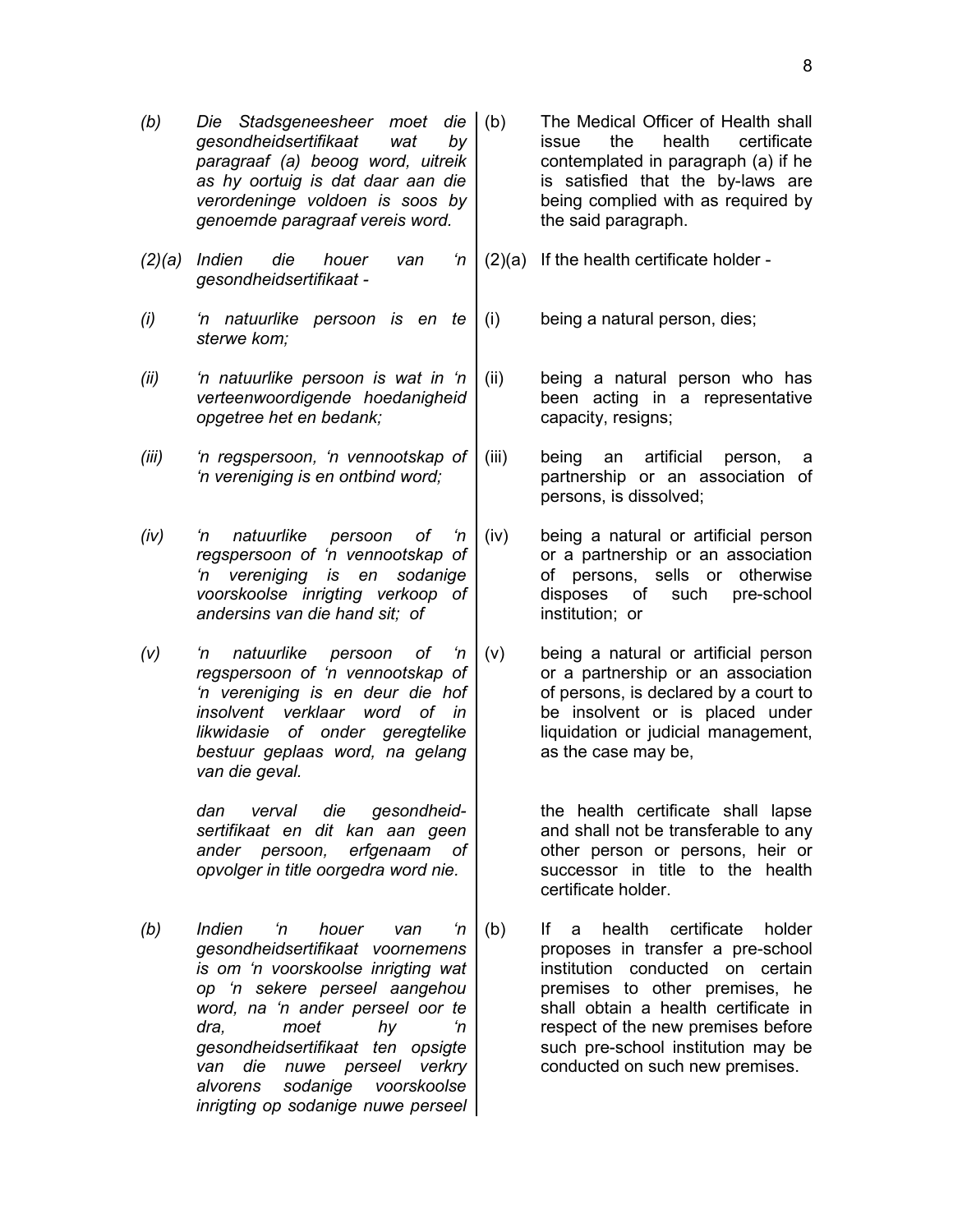*(b) Die Stadsgeneesheer moet die gesondheidsertifikaat wat by paragraaf (a) beoog word, uitreik as hy oortuig is dat daar aan die verordeninge voldoen is soos by genoemde paragraaf vereis word.*

*(2)(a) Indien die houer van 'n gesondheidsertifikaat -*

*(i) 'n natuurlike persoon is en te sterwe kom;*

*(ii) 'n natuurlike persoon is wat in 'n verteenwoordigende hoedanigheid opgetree het en bedank;*

*(iii) 'n regspersoon, 'n vennootskap of 'n vereniging is en ontbind word;*

*(iv) 'n natuurlike persoon of 'n regspersoon of 'n vennootskap of 'n vereniging is en sodanige voorskoolse inrigting verkoop of andersins van die hand sit; of*

*(v) 'n natuurlike persoon of 'n regspersoon of 'n vennootskap of 'n vereniging is en deur die hof insolvent verklaar word of in likwidasie of onder geregtelike bestuur geplaas word, na gelang van die geval.*

*dan verval die gesondheid-sertifikaat en dit kan aan geen ander persoon, erfgenaam of opvolger in title oorgedra word nie.*

*(b) Indien 'n houer van 'n gesondheidsertifikaat voornemens is om 'n voorskoolse inrigting wat op 'n sekere perseel aangehou word, na 'n ander perseel oor te dra, moet hy 'n gesondheidsertifikaat ten opsigte van die nuwe perseel verkry alvorens sodanige voorskoolse inrigting op sodanige nuwe perseel*

(b) The Medical Officer of Health shall issue the health certificate contemplated in paragraph (a) if he is satisfied that the by-laws are being complied with as required by the said paragraph.

(2)(a) If the health certificate holder -

(i) being a natural person, dies;

(ii) being a natural person who has been acting in a representative capacity, resigns;

(iii) being an artificial person, a partnership or an association of persons, is dissolved;

(iv) being a natural or artificial person or a partnership or an association of persons, sells or otherwise disposes of such pre-school institution; or

(v) being a natural or artificial person or a partnership or an association of persons, is declared by a court to be insolvent or is placed under liquidation or judicial management, as the case may be,

the health certificate shall lapse and shall not be transferable to any other person or persons, heir or successor in title to the health certificate holder.

(b) If a health certificate holder proposes in transfer a pre-school institution conducted on certain premises to other premises, he shall obtain a health certificate in respect of the new premises before such pre-school institution may be conducted on such new premises.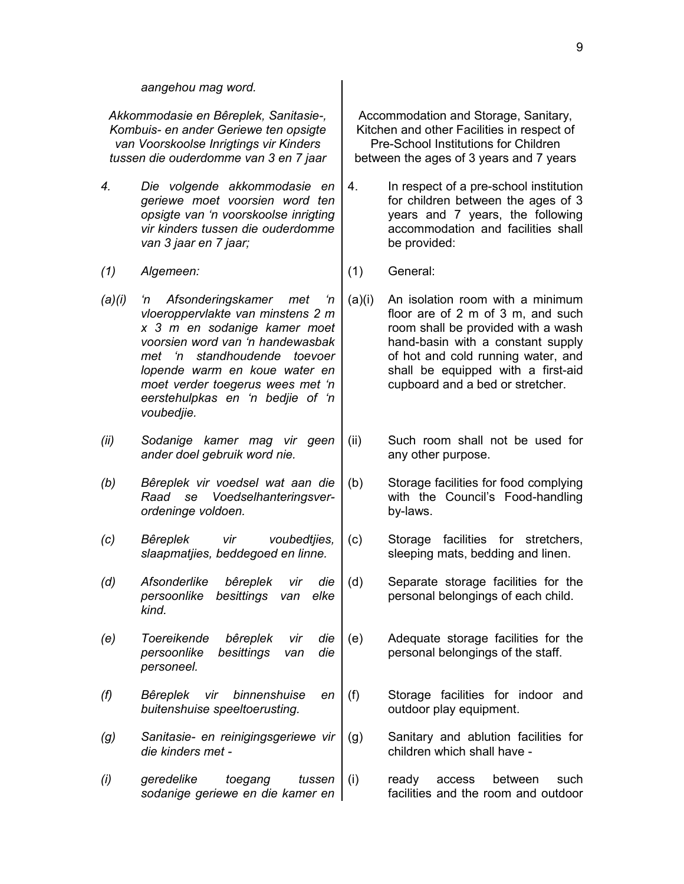*aangehou mag word.*

| *Afrikaans* | English |
|---|---|
| *Akkommodasie en Bêreplek, Sanitasie-, Kombuis- en ander Geriewe ten opsigte van Voorskoolse Inrigtings vir Kinders tussen die ouderdomme van 3 en 7 jaar* | Accommodation and Storage, Sanitary, Kitchen and other Facilities in respect of Pre-School Institutions for Children between the ages of 3 years and 7 years |
| *4. Die volgende akkommodasie en geriewe moet voorsien word ten opsigte van 'n voorskoolse inrigting vir kinders tussen die ouderdomme van 3 jaar en 7 jaar;* | 4. In respect of a pre-school institution for children between the ages of 3 years and 7 years, the following accommodation and facilities shall be provided: |
| *(1) Algemeen:* | (1) General: |
| *(a)(i) 'n Afsonderingskamer met 'n vloeroppervlakte van minstens 2 m x 3 m en sodanige kamer moet voorsien word van 'n handewasbak met 'n standhoudende toevoer lopende warm en koue water en moet verder toegerus wees met 'n eerstehulpkas en 'n bedjie of 'n voubedjie.* | (a)(i) An isolation room with a minimum floor are of 2 m of 3 m, and such room shall be provided with a wash hand-basin with a constant supply of hot and cold running water, and shall be equipped with a first-aid cupboard and a bed or stretcher. |
| *(ii) Sodanige kamer mag vir geen ander doel gebruik word nie.* | (ii) Such room shall not be used for any other purpose. |
| *(b) Bêreplek vir voedsel wat aan die Raad se Voedselhanteringsverordeninge voldoen.* | (b) Storage facilities for food complying with the Council's Food-handling by-laws. |
| *(c) Bêreplek vir voubedtjies, slaapmatjies, beddegoed en linne.* | (c) Storage facilities for stretchers, sleeping mats, bedding and linen. |
| *(d) Afsonderlike bêreplek vir die persoonlike besittings van elke kind.* | (d) Separate storage facilities for the personal belongings of each child. |
| *(e) Toereikende bêreplek vir die persoonlike besittings van die personeel.* | (e) Adequate storage facilities for the personal belongings of the staff. |
| *(f) Bêreplek vir binnenshuise en buitenshuise speeltoerusting.* | (f) Storage facilities for indoor and outdoor play equipment. |
| *(g) Sanitasie- en reinigingsgeriewe vir die kinders met -* | (g) Sanitary and ablution facilities for children which shall have - |
| *(i) geredelike toegang tussen sodanige geriewe en die kamer en* | (i) ready access between such facilities and the room and outdoor |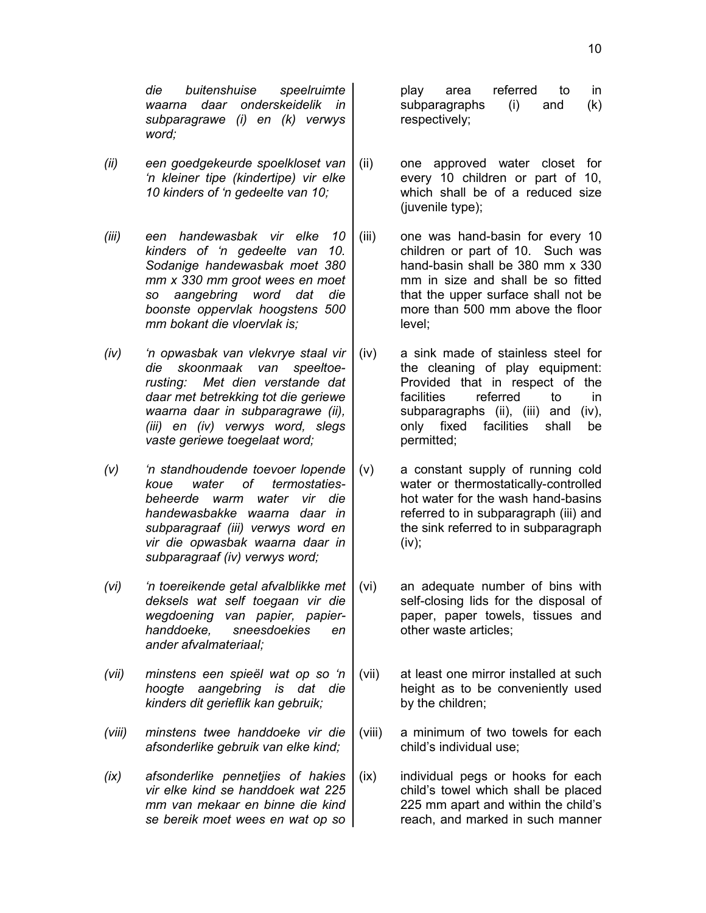| | | | |
|---|---|---|---|
| | *die buitenshuise speelruimte waarna daar onderskeidelik in subparagrawe (i) en (k) verwys word;* | | play area referred to in subparagraphs (i) and (k) respectively; |
| *(ii)* | *een goedgekeurde spoelkloset van 'n kleiner tipe (kindertipe) vir elke 10 kinders of 'n gedeelte van 10;* | (ii) | one approved water closet for every 10 children or part of 10, which shall be of a reduced size (juvenile type); |
| *(iii)* | *een handewasbak vir elke 10 kinders of 'n gedeelte van 10. Sodanige handewasbak moet 380 mm x 330 mm groot wees en moet so aangebring word dat die boonste oppervlak hoogstens 500 mm bokant die vloervlak is;* | (iii) | one was hand-basin for every 10 children or part of 10. Such was hand-basin shall be 380 mm x 330 mm in size and shall be so fitted that the upper surface shall not be more than 500 mm above the floor level; |
| *(iv)* | *'n opwasbak van vlekvrye staal vir die skoonmaak van speeltoe-rusting: Met dien verstande dat daar met betrekking tot die geriewe waarna daar in subparagrawe (ii), (iii) en (iv) verwys word, slegs vaste geriewe toegelaat word;* | (iv) | a sink made of stainless steel for the cleaning of play equipment: Provided that in respect of the facilities referred to in subparagraphs (ii), (iii) and (iv), only fixed facilities shall be permitted; |
| *(v)* | *'n standhoudende toevoer lopende koue water of termostaties-beheerde warm water vir die handewasbakke waarna daar in subparagraaf (iii) verwys word en vir die opwasbak waarna daar in subparagraaf (iv) verwys word;* | (v) | a constant supply of running cold water or thermostatically-controlled hot water for the wash hand-basins referred to in subparagraph (iii) and the sink referred to in subparagraph (iv); |
| *(vi)* | *'n toereikende getal afvalblikke met deksels wat self toegaan vir die wegdoening van papier, papier-handdoeke, sneesdoekies en ander afvalmateriaal;* | (vi) | an adequate number of bins with self-closing lids for the disposal of paper, paper towels, tissues and other waste articles; |
| *(vii)* | *minstens een spieël wat op so 'n hoogte aangebring is dat die kinders dit gerieflik kan gebruik;* | (vii) | at least one mirror installed at such height as to be conveniently used by the children; |
| *(viii)* | *minstens twee handdoeke vir die afsonderlike gebruik van elke kind;* | (viii) | a minimum of two towels for each child's individual use; |
| *(ix)* | *afsonderlike pennetjies of hakies vir elke kind se handdoek wat 225 mm van mekaar en binne die kind se bereik moet wees en wat op so* | (ix) | individual pegs or hooks for each child's towel which shall be placed 225 mm apart and within the child's reach, and marked in such manner |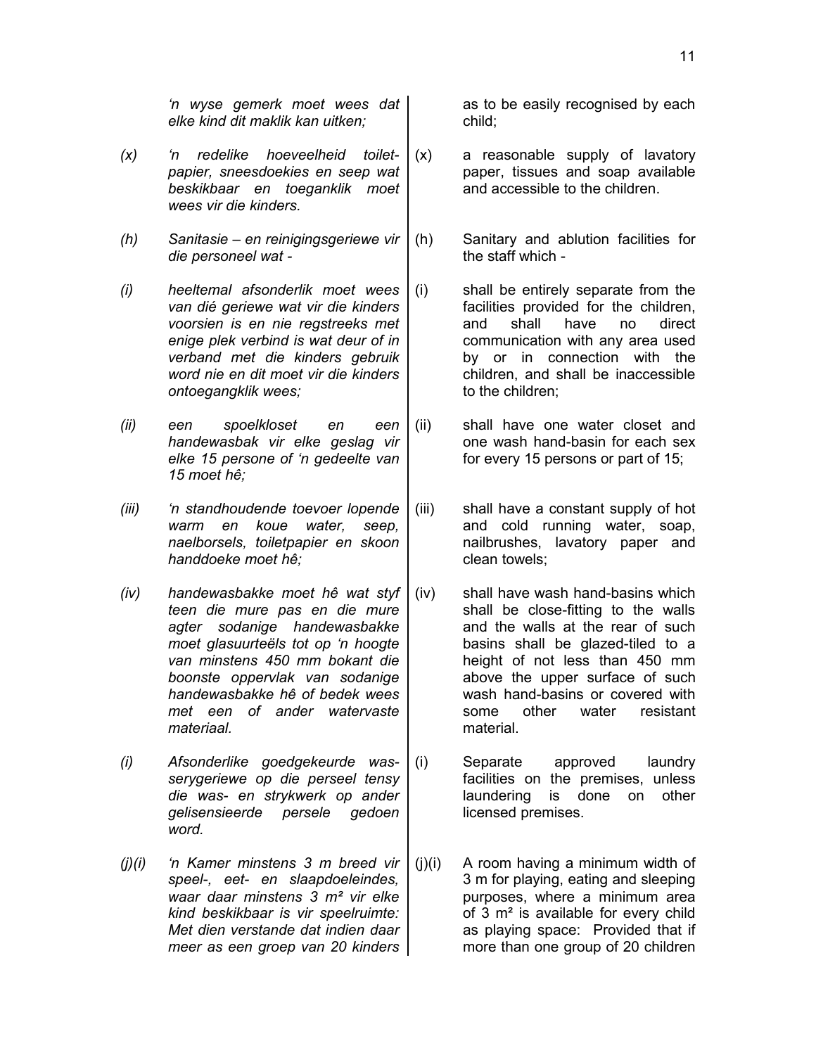| | | | |
|---|---|---|---|
| | *'n wyse gemerk moet wees dat elke kind dit maklik kan uitken;* | | as to be easily recognised by each child; |
| *(x)* | *'n redelike hoeveelheid toilet-papier, sneesdoekies en seep wat beskikbaar en toeganklik moet wees vir die kinders.* | (x) | a reasonable supply of lavatory paper, tissues and soap available and accessible to the children. |
| *(h)* | *Sanitasie – en reinigingsgeriewe vir die personeel wat -* | (h) | Sanitary and ablution facilities for the staff which - |
| *(i)* | *heeltemal afsonderlik moet wees van dié geriewe wat vir die kinders voorsien is en nie regstreeks met enige plek verbind is wat deur of in verband met die kinders gebruik word nie en dit moet vir die kinders ontoegangklik wees;* | (i) | shall be entirely separate from the facilities provided for the children, and shall have no direct communication with any area used by or in connection with the children, and shall be inaccessible to the children; |
| *(ii)* | *een spoelkloset en een handewasbak vir elke geslag vir elke 15 persone of 'n gedeelte van 15 moet hê;* | (ii) | shall have one water closet and one wash hand-basin for each sex for every 15 persons or part of 15; |
| *(iii)* | *'n standhoudende toevoer lopende warm en koue water, seep, naelborsels, toiletpapier en skoon handdoeke moet hê;* | (iii) | shall have a constant supply of hot and cold running water, soap, nailbrushes, lavatory paper and clean towels; |
| *(iv)* | *handewasbakke moet hê wat styf teen die mure pas en die mure agter sodanige handewasbakke moet glasuurteëls tot op 'n hoogte van minstens 450 mm bokant die boonste oppervlak van sodanige handewasbakke hê of bedek wees met een of ander watervaste materiaal.* | (iv) | shall have wash hand-basins which shall be close-fitting to the walls and the walls at the rear of such basins shall be glazed-tiled to a height of not less than 450 mm above the upper surface of such wash hand-basins or covered with some other water resistant material. |
| *(i)* | *Afsonderlike goedgekeurde was-serygeriewe op die perseel tensy die was- en strykwerk op ander gelisensieerde persele gedoen word.* | (i) | Separate approved laundry facilities on the premises, unless laundering is done on other licensed premises. |
| *(j)(i)* | *'n Kamer minstens 3 m breed vir speel-, eet- en slaapdoeleindes, waar daar minstens 3 m² vir elke kind beskikbaar is vir speelruimte: Met dien verstande dat indien daar meer as een groep van 20 kinders* | (j)(i) | A room having a minimum width of 3 m for playing, eating and sleeping purposes, where a minimum area of 3 m² is available for every child as playing space: Provided that if more than one group of 20 children |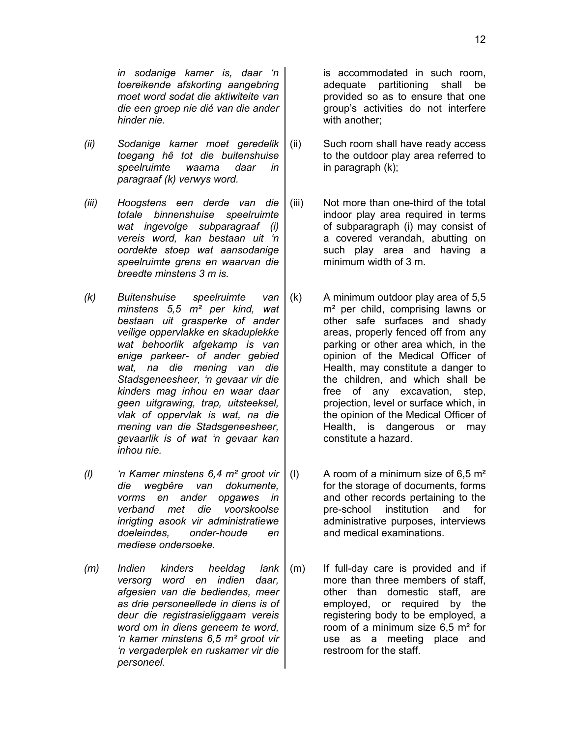*in sodanige kamer is, daar 'n toereikende afskorting aangebring moet word sodat die aktiwiteite van die een groep nie dié van die ander hinder nie.*

*(ii) Sodanige kamer moet geredelik toegang hê tot die buitenshuise speelruimte waarna daar in paragraaf (k) verwys word.*

*(iii) Hoogstens een derde van die totale binnenshuise speelruimte wat ingevolge subparagraaf (i) vereis word, kan bestaan uit 'n oordekte stoep wat aansodanige speelruimte grens en waarvan die breedte minstens 3 m is.*

*(k) Buitenshuise speelruimte van minstens 5,5 m² per kind, wat bestaan uit grasperke of ander veilige oppervlakke en skaduplekke wat behoorlik afgekamp is van enige parkeer- of ander gebied wat, na die mening van die Stadsgeneesheer, 'n gevaar vir die kinders mag inhou en waar daar geen uitgrawing, trap, uitsteeksel, vlak of oppervlak is wat, na die mening van die Stadsgeneesheer, gevaarlik is of wat 'n gevaar kan inhou nie.*

*(l) 'n Kamer minstens 6,4 m² groot vir die wegbêre van dokumente, vorms en ander opgawes in verband met die voorskoolse inrigting asook vir administratiewe doeleindes, onder-houde en mediese ondersoeke.*

*(m) Indien kinders heeldag lank versorg word en indien daar, afgesien van die bediendes, meer as drie personeellede in diens is of deur die registrasieliggaam vereis word om in diens geneem te word, 'n kamer minstens 6,5 m² groot vir 'n vergaderplek en ruskamer vir die personeel.*

is accommodated in such room, adequate partitioning shall be provided so as to ensure that one group's activities do not interfere with another;

(ii) Such room shall have ready access to the outdoor play area referred to in paragraph (k);

(iii) Not more than one-third of the total indoor play area required in terms of subparagraph (i) may consist of a covered verandah, abutting on such play area and having a minimum width of 3 m.

(k) A minimum outdoor play area of 5,5 m² per child, comprising lawns or other safe surfaces and shady areas, properly fenced off from any parking or other area which, in the opinion of the Medical Officer of Health, may constitute a danger to the children, and which shall be free of any excavation, step, projection, level or surface which, in the opinion of the Medical Officer of Health, is dangerous or may constitute a hazard.

(l) A room of a minimum size of 6,5 m² for the storage of documents, forms and other records pertaining to the pre-school institution and for administrative purposes, interviews and medical examinations.

(m) If full-day care is provided and if more than three members of staff, other than domestic staff, are employed, or required by the registering body to be employed, a room of a minimum size 6,5 m² for use as a meeting place and restroom for the staff.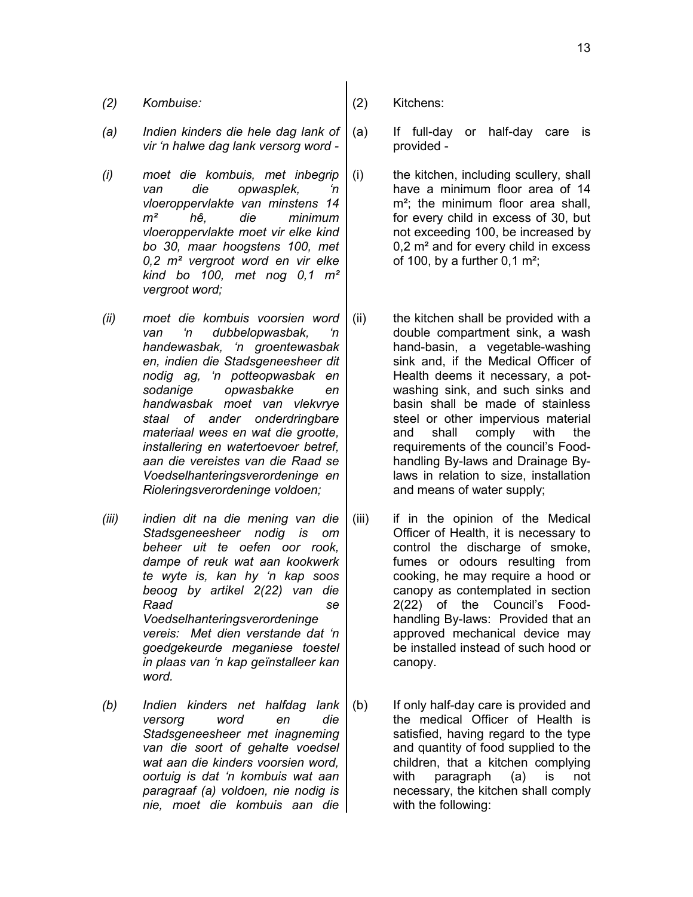*(2) Kombuise:*

*(a) Indien kinders die hele dag lank of vir 'n halwe dag lank versorg word -*

*(i) moet die kombuis, met inbegrip van die opwasplek, 'n vloeroppervlakte van minstens 14 m² hê, die minimum vloeroppervlakte moet vir elke kind bo 30, maar hoogstens 100, met 0,2 m² vergroot word en vir elke kind bo 100, met nog 0,1 m² vergroot word;*

*(ii) moet die kombuis voorsien word van 'n dubbelopwasbak, 'n handewasbak, 'n groentewasbak en, indien die Stadsgeneesheer dit nodig ag, 'n potteopwasbak en sodanige opwasbakke en handwasbak moet van vlekvrye staal of ander onderdringbare materiaal wees en wat die grootte, installering en watertoevoer betref, aan die vereistes van die Raad se Voedselhanteringsverordeninge en Rioleringsverordeninge voldoen;*

*(iii) indien dit na die mening van die Stadsgeneesheer nodig is om beheer uit te oefen oor rook, dampe of reuk wat aan kookwerk te wyte is, kan hy 'n kap soos beoog by artikel 2(22) van die Raad se Voedselhanteringsverordeninge vereis: Met dien verstande dat 'n goedgekeurde meganiese toestel in plaas van 'n kap geïnstalleer kan word.*

*(b) Indien kinders net halfdag lank versorg word en die Stadsgeneesheer met inagneming van die soort of gehalte voedsel wat aan die kinders voorsien word, oortuig is dat 'n kombuis wat aan paragraaf (a) voldoen, nie nodig is nie, moet die kombuis aan die*

(2) Kitchens:

(a) If full-day or half-day care is provided -

(i) the kitchen, including scullery, shall have a minimum floor area of 14 m²; the minimum floor area shall, for every child in excess of 30, but not exceeding 100, be increased by 0,2 m² and for every child in excess of 100, by a further 0,1 m²;

(ii) the kitchen shall be provided with a double compartment sink, a wash hand-basin, a vegetable-washing sink and, if the Medical Officer of Health deems it necessary, a pot-washing sink, and such sinks and basin shall be made of stainless steel or other impervious material and shall comply with the requirements of the council's Food-handling By-laws and Drainage By-laws in relation to size, installation and means of water supply;

(iii) if in the opinion of the Medical Officer of Health, it is necessary to control the discharge of smoke, fumes or odours resulting from cooking, he may require a hood or canopy as contemplated in section 2(22) of the Council's Food-handling By-laws: Provided that an approved mechanical device may be installed instead of such hood or canopy.

(b) If only half-day care is provided and the medical Officer of Health is satisfied, having regard to the type and quantity of food supplied to the children, that a kitchen complying with paragraph (a) is not necessary, the kitchen shall comply with the following: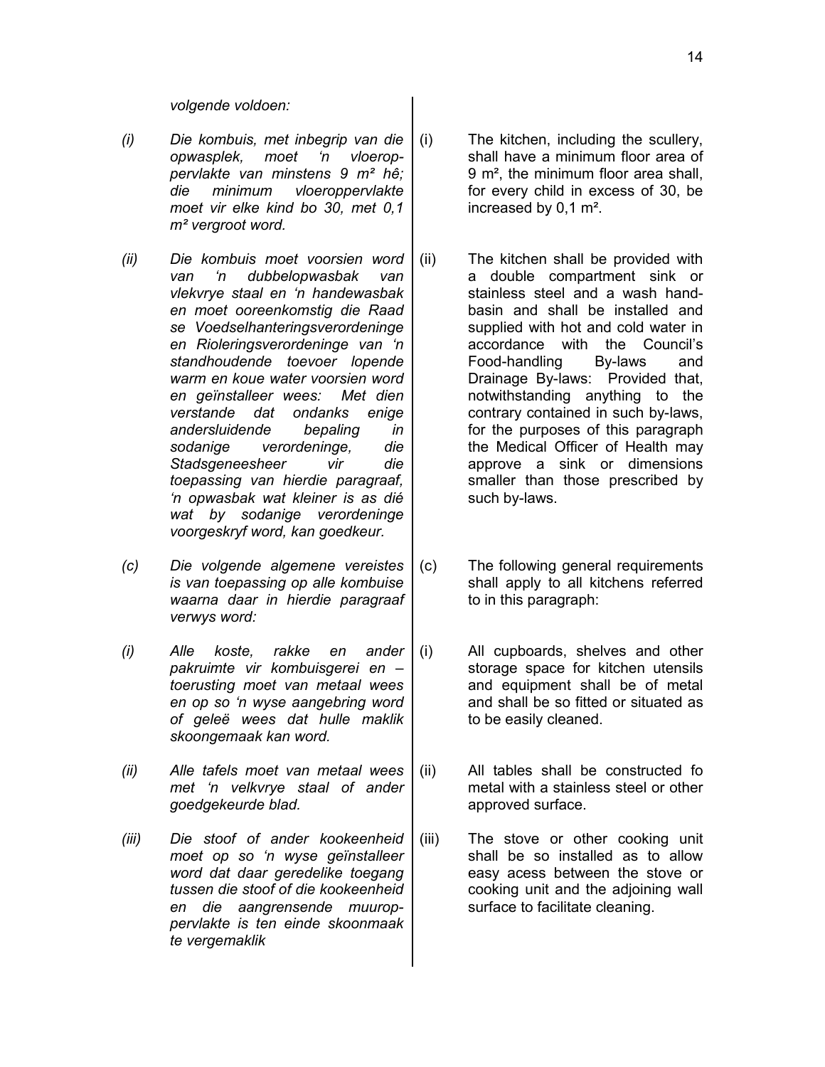*volgende voldoen:*

*(i) Die kombuis, met inbegrip van die opwasplek, moet 'n vloeroppervlakte van minstens 9 m² hê; die minimum vloeroppervlakte moet vir elke kind bo 30, met 0,1 m² vergroot word.*

(i) The kitchen, including the scullery, shall have a minimum floor area of 9 m², the minimum floor area shall, for every child in excess of 30, be increased by 0,1 m².

*(ii) Die kombuis moet voorsien word van 'n dubbelopwasbak van vlekvrye staal en 'n handewasbak en moet ooreenkomstig die Raad se Voedselhanteringsverordeninge en Rioleringsverordeninge van 'n standhoudende toevoer lopende warm en koue water voorsien word en geïnstalleer wees: Met dien verstande dat ondanks enige andersluidende bepaling in sodanige verordeninge, die Stadsgeneesheer vir die toepassing van hierdie paragraaf, 'n opwasbak wat kleiner is as dié wat by sodanige verordeninge voorgeskryf word, kan goedkeur.*

(ii) The kitchen shall be provided with a double compartment sink or stainless steel and a wash hand-basin and shall be installed and supplied with hot and cold water in accordance with the Council's Food-handling By-laws and Drainage By-laws: Provided that, notwithstanding anything to the contrary contained in such by-laws, for the purposes of this paragraph the Medical Officer of Health may approve a sink or dimensions smaller than those prescribed by such by-laws.

*(c) Die volgende algemene vereistes is van toepassing op alle kombuise waarna daar in hierdie paragraaf verwys word:*

(c) The following general requirements shall apply to all kitchens referred to in this paragraph:

*(i) Alle koste, rakke en ander pakruimte vir kombuisgerei en –toerusting moet van metaal wees en op so 'n wyse aangebring word of geleë wees dat hulle maklik skoongemaak kan word.*

(i) All cupboards, shelves and other storage space for kitchen utensils and equipment shall be of metal and shall be so fitted or situated as to be easily cleaned.

*(ii) Alle tafels moet van metaal wees met 'n velkvrye staal of ander goedgekeurde blad.*

(ii) All tables shall be constructed fo metal with a stainless steel or other approved surface.

*(iii) Die stoof of ander kookeenheid moet op so 'n wyse geïnstalleer word dat daar geredelike toegang tussen die stoof of die kookeenheid en die aangrensende muuroppervlakte is ten einde skoonmaak te vergemaklik*

(iii) The stove or other cooking unit shall be so installed as to allow easy acess between the stove or cooking unit and the adjoining wall surface to facilitate cleaning.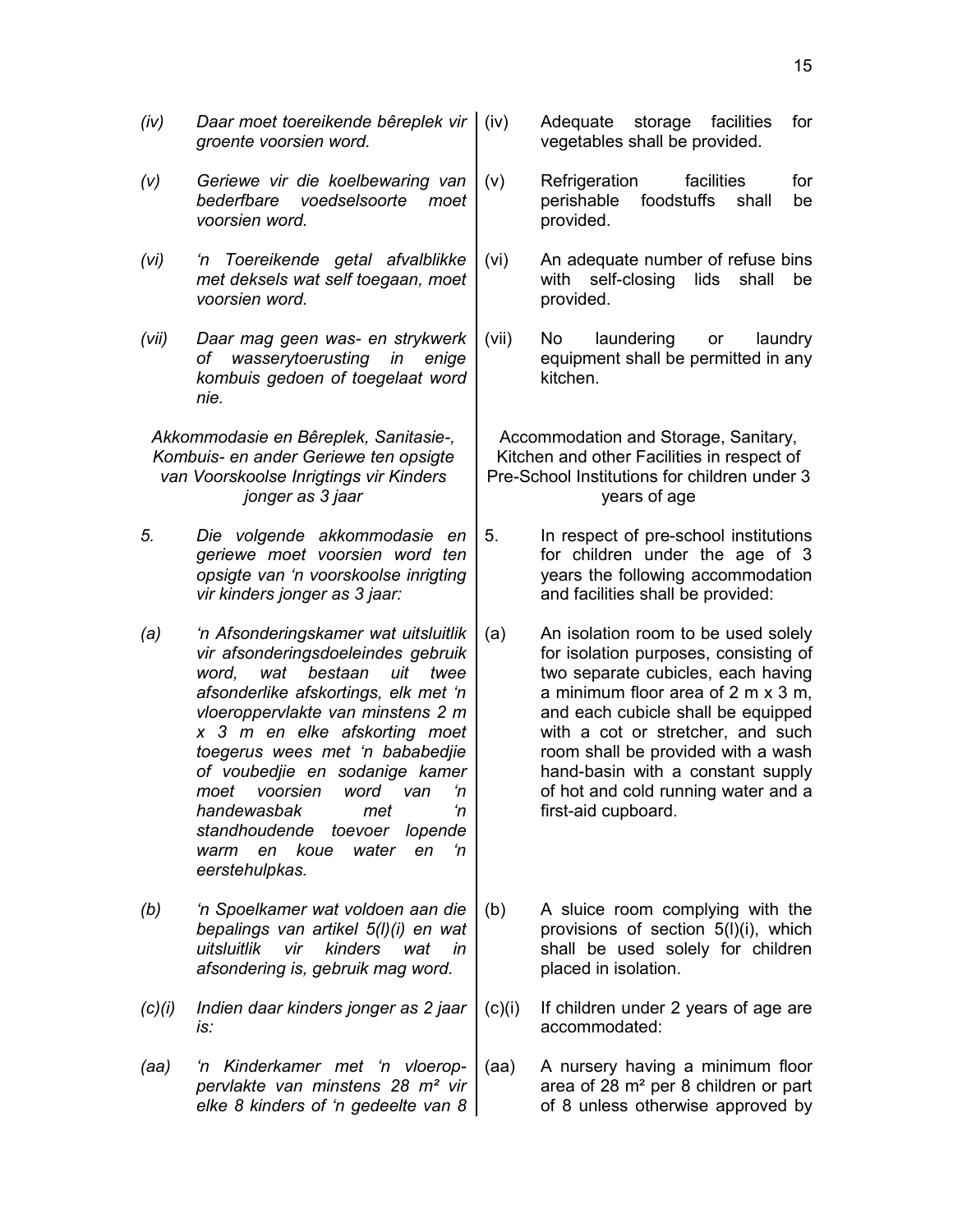*(iv)* *Daar moet toereikende bêreplek vir groente voorsien word.*

*(v)* *Geriewe vir die koelbewaring van bederfbare voedselsoorte moet voorsien word.*

*(vi)* *'n Toereikende getal afvalblikke met deksels wat self toegaan, moet voorsien word.*

*(vii)* *Daar mag geen was- en strykwerk of wasserytoerusting in enige kombuis gedoen of toegelaat word nie.*

*Akkommodasie en Bêreplek, Sanitasie-, Kombuis- en ander Geriewe ten opsigte van Voorskoolse Inrigtings vir Kinders jonger as 3 jaar*

*5.* *Die volgende akkommodasie en geriewe moet voorsien word ten opsigte van 'n voorskoolse inrigting vir kinders jonger as 3 jaar:*

*(a)* *'n Afsonderingskamer wat uitsluitlik vir afsonderingsdoeleindes gebruik word, wat bestaan uit twee afsonderlike afskortings, elk met 'n vloeroppervlakte van minstens 2 m x 3 m en elke afskorting moet toegerus wees met 'n bababedjie of voubedjie en sodanige kamer moet voorsien word van 'n handewasbak met 'n standhoudende toevoer lopende warm en koue water en 'n eerstehulpkas.*

*(b)* *'n Spoelkamer wat voldoen aan die bepalings van artikel 5(l)(i) en wat uitsluitlik vir kinders wat in afsondering is, gebruik mag word.*

*(c)(i)* *Indien daar kinders jonger as 2 jaar is:*

*(aa)* *'n Kinderkamer met 'n vloeroppervlakte van minstens 28 m² vir elke 8 kinders of 'n gedeelte van 8*

(iv) Adequate storage facilities for vegetables shall be provided.

(v) Refrigeration facilities for perishable foodstuffs shall be provided.

(vi) An adequate number of refuse bins with self-closing lids shall be provided.

(vii) No laundering or laundry equipment shall be permitted in any kitchen.

Accommodation and Storage, Sanitary, Kitchen and other Facilities in respect of Pre-School Institutions for children under 3 years of age

5. In respect of pre-school institutions for children under the age of 3 years the following accommodation and facilities shall be provided:

(a) An isolation room to be used solely for isolation purposes, consisting of two separate cubicles, each having a minimum floor area of 2 m x 3 m, and each cubicle shall be equipped with a cot or stretcher, and such room shall be provided with a wash hand-basin with a constant supply of hot and cold running water and a first-aid cupboard.

(b) A sluice room complying with the provisions of section 5(l)(i), which shall be used solely for children placed in isolation.

(c)(i) If children under 2 years of age are accommodated:

(aa) A nursery having a minimum floor area of 28 m² per 8 children or part of 8 unless otherwise approved by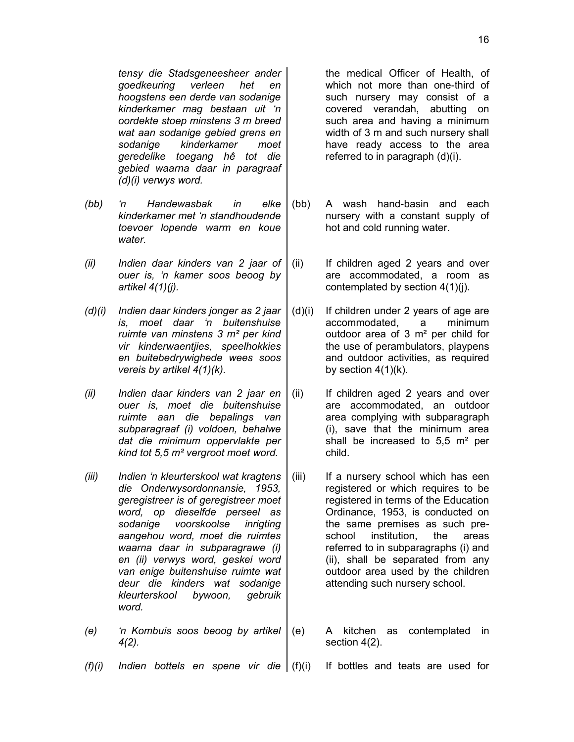*tensy die Stadsgeneesheer ander goedkeuring verleen het en hoogstens een derde van sodanige kinderkamer mag bestaan uit 'n oordekte stoep minstens 3 m breed wat aan sodanige gebied grens en sodanige kinderkamer moet geredelike toegang hê tot die gebied waarna daar in paragraaf (d)(i) verwys word.*

the medical Officer of Health, of which not more than one-third of such nursery may consist of a covered verandah, abutting on such area and having a minimum width of 3 m and such nursery shall have ready access to the area referred to in paragraph (d)(i).

*(bb) 'n Handewasbak in elke kinderkamer met 'n standhoudende toevoer lopende warm en koue water.*

(bb) A wash hand-basin and each nursery with a constant supply of hot and cold running water.

*(ii) Indien daar kinders van 2 jaar of ouer is, 'n kamer soos beoog by artikel 4(1)(j).*

(ii) If children aged 2 years and over are accommodated, a room as contemplated by section 4(1)(j).

*(d)(i) Indien daar kinders jonger as 2 jaar is, moet daar 'n buitenshuise ruimte van minstens 3 m² per kind vir kinderwaentjies, speelhokkies en buitebedrywighede wees soos vereis by artikel 4(1)(k).*

(d)(i) If children under 2 years of age are accommodated, a minimum outdoor area of 3 m² per child for the use of perambulators, playpens and outdoor activities, as required by section 4(1)(k).

*(ii) Indien daar kinders van 2 jaar en ouer is, moet die buitenshuise ruimte aan die bepalings van subparagraaf (i) voldoen, behalwe dat die minimum oppervlakte per kind tot 5,5 m² vergroot moet word.*

(ii) If children aged 2 years and over are accommodated, an outdoor area complying with subparagraph (i), save that the minimum area shall be increased to 5,5 m² per child.

*(iii) Indien 'n kleurterskool wat kragtens die Onderwysordonnansie, 1953, geregistreer is of geregistreer moet word, op dieselfde perseel as sodanige voorskoolse inrigting aangehou word, moet die ruimtes waarna daar in subparagrawe (i) en (ii) verwys word, geskei word van enige buitenshuise ruimte wat deur die kinders wat sodanige kleurterskool bywoon, gebruik word.*

(iii) If a nursery school which has een registered or which requires to be registered in terms of the Education Ordinance, 1953, is conducted on the same premises as such pre-school institution, the areas referred to in subparagraphs (i) and (ii), shall be separated from any outdoor area used by the children attending such nursery school.

*(e) 'n Kombuis soos beoog by artikel 4(2).*

(e) A kitchen as contemplated in section 4(2).

*(f)(i) Indien bottels en spene vir die*

(f)(i) If bottles and teats are used for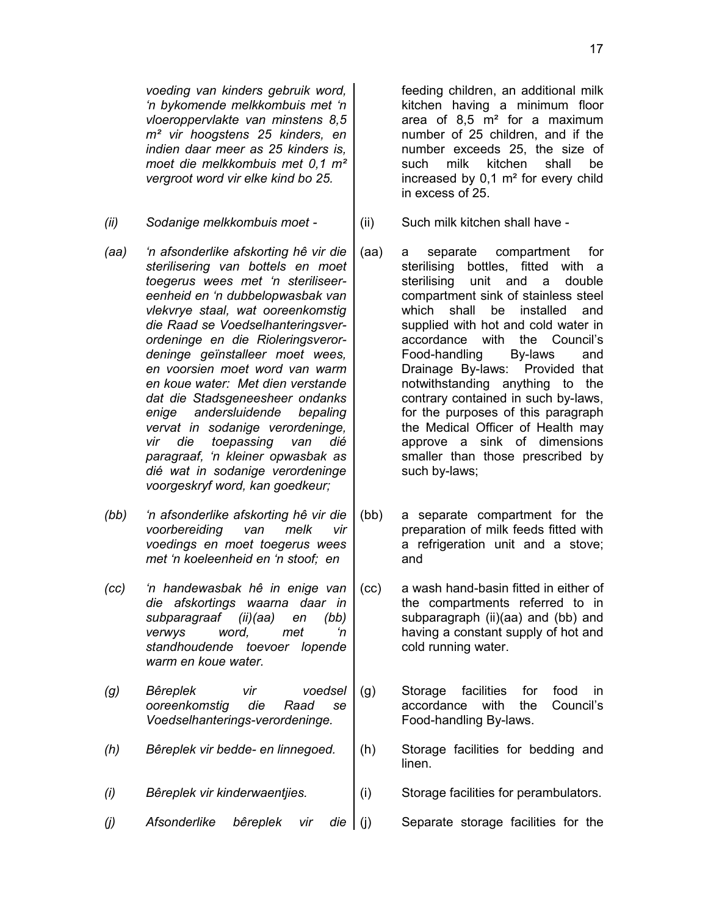*voeding van kinders gebruik word, 'n bykomende melkkombuis met 'n vloeroppervlakte van minstens 8,5 m² vir hoogstens 25 kinders, en indien daar meer as 25 kinders is, moet die melkkombuis met 0,1 m² vergroot word vir elke kind bo 25.*

*(ii) Sodanige melkkombuis moet -*

*(aa) 'n afsonderlike afskorting hê vir die sterilisering van bottels en moet toegerus wees met 'n steriliseer-eenheid en 'n dubbelopwasbak van vlekvrye staal, wat ooreenkomstig die Raad se Voedselhanteringsverordeninge en die Rioleringsverordeninge geïnstalleer moet wees, en voorsien moet word van warm en koue water: Met dien verstande dat die Stadsgeneesheer ondanks enige andersluidende bepaling vervat in sodanige verordeninge, vir die toepassing van dié paragraaf, 'n kleiner opwasbak as dié wat in sodanige verordeninge voorgeskryf word, kan goedkeur;*

*(bb) 'n afsonderlike afskorting hê vir die voorbereiding van melk vir voedings en moet toegerus wees met 'n koeleenheid en 'n stoof; en*

*(cc) 'n handewasbak hê in enige van die afskortings waarna daar in subparagraaf (ii)(aa) en (bb) verwys word, met 'n standhoudende toevoer lopende warm en koue water.*

*(g) Bêreplek vir voedsel ooreenkomstig die Raad se Voedselhanterings-verordeninge.*

*(h) Bêreplek vir bedde- en linnegoed.*

*(i) Bêreplek vir kinderwaentjies.*

*(j) Afsonderlike bêreplek vir die*

feeding children, an additional milk kitchen having a minimum floor area of 8,5 m² for a maximum number of 25 children, and if the number exceeds 25, the size of such milk kitchen shall be increased by 0,1 m² for every child in excess of 25.

(ii) Such milk kitchen shall have -

(aa) a separate compartment for sterilising bottles, fitted with a sterilising unit and a double compartment sink of stainless steel which shall be installed and supplied with hot and cold water in accordance with the Council's Food-handling By-laws and Drainage By-laws: Provided that notwithstanding anything to the contrary contained in such by-laws, for the purposes of this paragraph the Medical Officer of Health may approve a sink of dimensions smaller than those prescribed by such by-laws;

(bb) a separate compartment for the preparation of milk feeds fitted with a refrigeration unit and a stove; and

(cc) a wash hand-basin fitted in either of the compartments referred to in subparagraph (ii)(aa) and (bb) and having a constant supply of hot and cold running water.

(g) Storage facilities for food in accordance with the Council's Food-handling By-laws.

(h) Storage facilities for bedding and linen.

(i) Storage facilities for perambulators.

(j) Separate storage facilities for the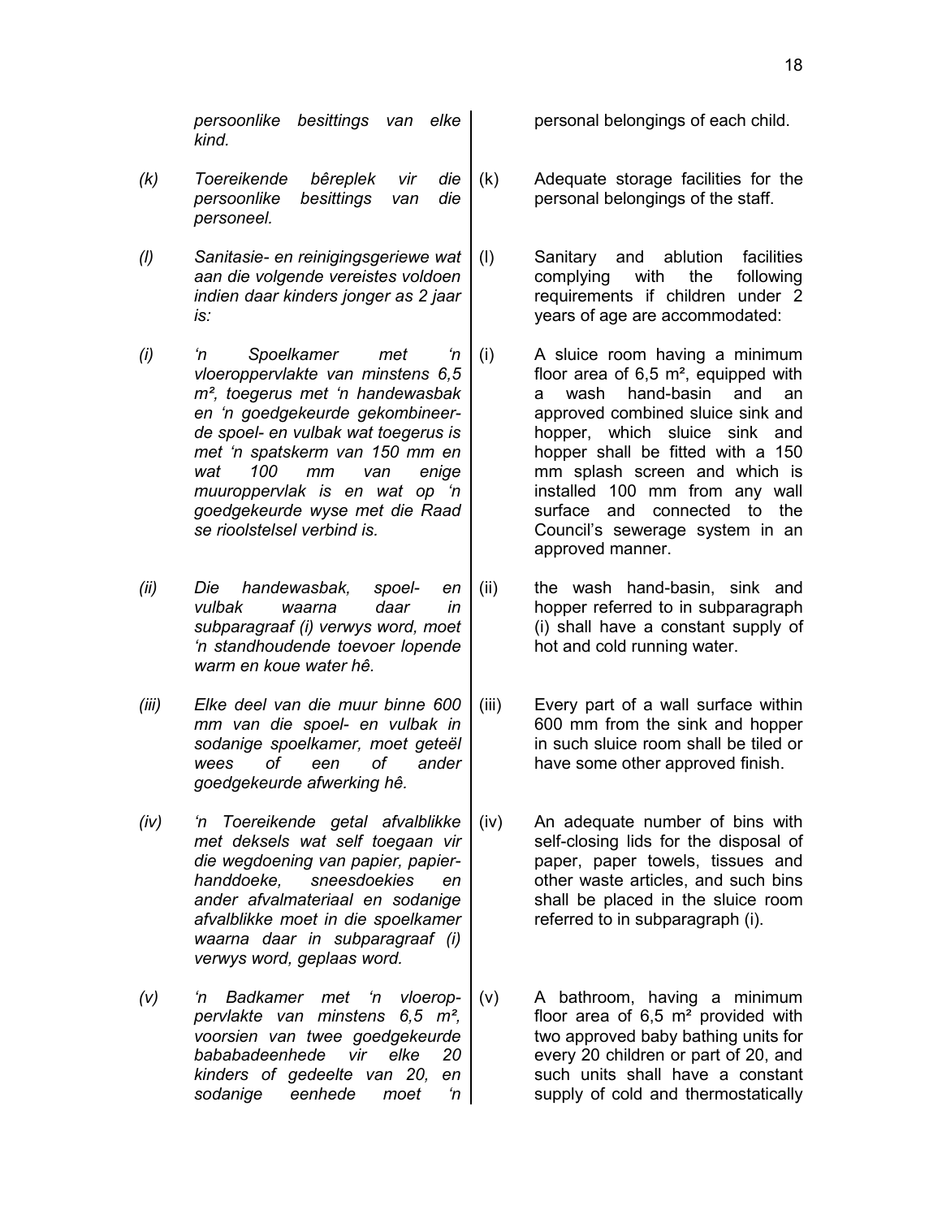*persoonlike besittings van elke kind.*

personal belongings of each child.

*(k) Toereikende bêreplek vir die persoonlike besittings van die personeel.*

(k) Adequate storage facilities for the personal belongings of the staff.

*(l) Sanitasie- en reinigingsgeriewe wat aan die volgende vereistes voldoen indien daar kinders jonger as 2 jaar is:*

(l) Sanitary and ablution facilities complying with the following requirements if children under 2 years of age are accommodated:

*(i) 'n Spoelkamer met 'n vloeroppervlakte van minstens 6,5 m², toegerus met 'n handewasbak en 'n goedgekeurde gekombineerde spoel- en vulbak wat toegerus is met 'n spatskerm van 150 mm en wat 100 mm van enige muuroppervlak is en wat op 'n goedgekeurde wyse met die Raad se rioolstelsel verbind is.*

(i) A sluice room having a minimum floor area of 6,5 m², equipped with a wash hand-basin and an approved combined sluice sink and hopper, which sluice sink and hopper shall be fitted with a 150 mm splash screen and which is installed 100 mm from any wall surface and connected to the Council's sewerage system in an approved manner.

*(ii) Die handewasbak, spoel- en vulbak waarna daar in subparagraaf (i) verwys word, moet 'n standhoudende toevoer lopende warm en koue water hê.*

(ii) the wash hand-basin, sink and hopper referred to in subparagraph (i) shall have a constant supply of hot and cold running water.

*(iii) Elke deel van die muur binne 600 mm van die spoel- en vulbak in sodanige spoelkamer, moet geteël wees of een of ander goedgekeurde afwerking hê.*

(iii) Every part of a wall surface within 600 mm from the sink and hopper in such sluice room shall be tiled or have some other approved finish.

*(iv) 'n Toereikende getal afvalblikke met deksels wat self toegaan vir die wegdoening van papier, papierhanddoeke, sneesdoekies en ander afvalmateriaal en sodanige afvalblikke moet in die spoelkamer waarna daar in subparagraaf (i) verwys word, geplaas word.*

(iv) An adequate number of bins with self-closing lids for the disposal of paper, paper towels, tissues and other waste articles, and such bins shall be placed in the sluice room referred to in subparagraph (i).

*(v) 'n Badkamer met 'n vloeroppervlakte van minstens 6,5 m², voorsien van twee goedgekeurde bababadeenhede vir elke 20 kinders of gedeelte van 20, en sodanige eenhede moet 'n*

(v) A bathroom, having a minimum floor area of 6,5 m² provided with two approved baby bathing units for every 20 children or part of 20, and such units shall have a constant supply of cold and thermostatically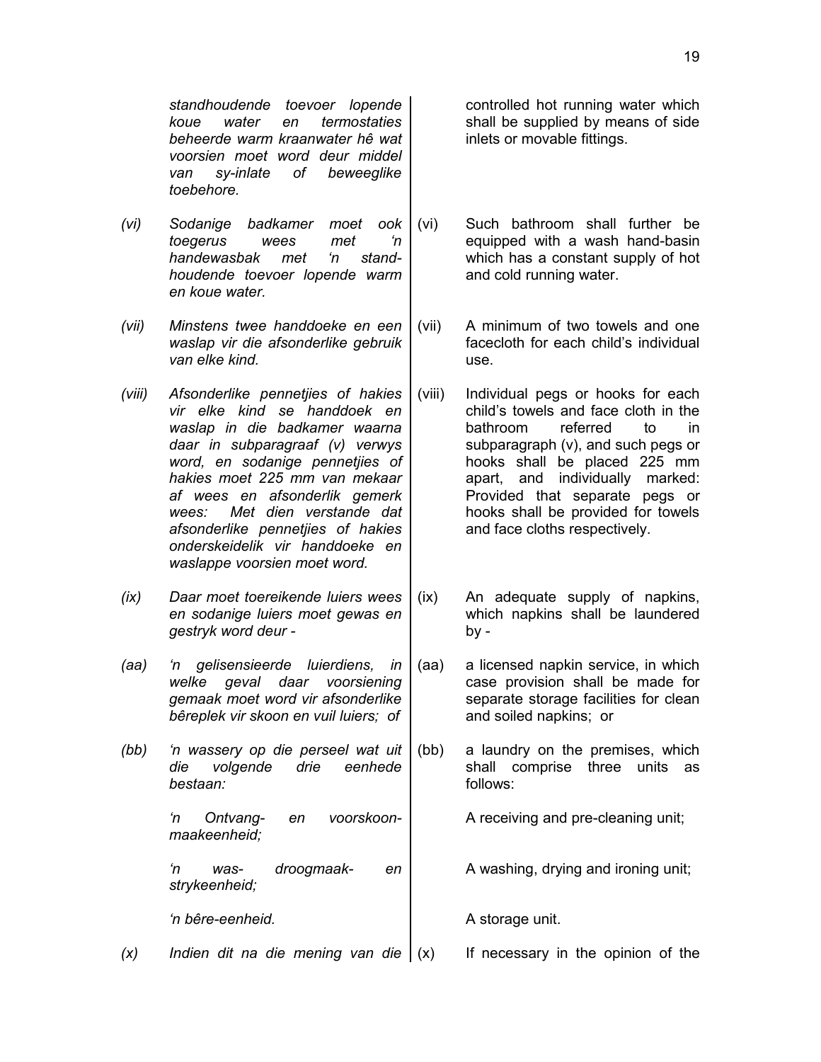*standhoudende toevoer lopende koue water en termostaties beheerde warm kraanwater hê wat voorsien moet word deur middel van sy-inlate of beweeglike toebehore.*

*(vi)* *Sodanige badkamer moet ook toegerus wees met 'n handewasbak met 'n stand-houdende toevoer lopende warm en koue water.*

*(vii)* *Minstens twee handdoeke en een waslap vir die afsonderlike gebruik van elke kind.*

*(viii)* *Afsonderlike pennetjies of hakies vir elke kind se handdoek en waslap in die badkamer waarna daar in subparagraaf (v) verwys word, en sodanige pennetjies of hakies moet 225 mm van mekaar af wees en afsonderlik gemerk wees: Met dien verstande dat afsonderlike pennetjies of hakies onderskeidelik vir handdoeke en waslappe voorsien moet word.*

*(ix)* *Daar moet toereikende luiers wees en sodanige luiers moet gewas en gestryk word deur -*

*(aa)* *'n gelisensieerde luierdiens, in welke geval daar voorsiening gemaak moet word vir afsonderlike bêreplek vir skoon en vuil luiers; of*

*(bb)* *'n wassery op die perseel wat uit die volgende drie eenhede bestaan:*

*'n Ontvang- en voorskoon-maakeenheid;*

*'n was- droogmaak- en strykeenheid;*

*'n bêre-eenheid.*

*(x)* *Indien dit na die mening van die*

---

controlled hot running water which shall be supplied by means of side inlets or movable fittings.

(vi) Such bathroom shall further be equipped with a wash hand-basin which has a constant supply of hot and cold running water.

(vii) A minimum of two towels and one facecloth for each child's individual use.

(viii) Individual pegs or hooks for each child's towels and face cloth in the bathroom referred to in subparagraph (v), and such pegs or hooks shall be placed 225 mm apart, and individually marked: Provided that separate pegs or hooks shall be provided for towels and face cloths respectively.

(ix) An adequate supply of napkins, which napkins shall be laundered by -

(aa) a licensed napkin service, in which case provision shall be made for separate storage facilities for clean and soiled napkins; or

(bb) a laundry on the premises, which shall comprise three units as follows:

A receiving and pre-cleaning unit;

A washing, drying and ironing unit;

A storage unit.

(x) If necessary in the opinion of the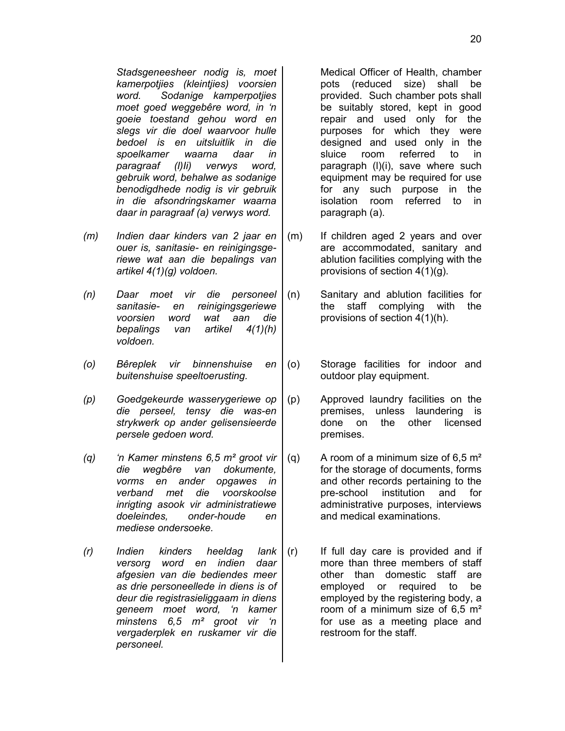*Stadsgeneesheer nodig is, moet kamerpotjies (kleintjies) voorsien word. Sodanige kamperpotjies moet goed weggebêre word, in 'n goeie toestand gehou word en slegs vir die doel waarvoor hulle bedoel is en uitsluitlik in die spoelkamer waarna daar in paragraaf (l)Ii) verwys word, gebruik word, behalwe as sodanige benodigdhede nodig is vir gebruik in die afsondringskamer waarna daar in paragraaf (a) verwys word.*

Medical Officer of Health, chamber pots (reduced size) shall be provided. Such chamber pots shall be suitably stored, kept in good repair and used only for the purposes for which they were designed and used only in the sluice room referred to in paragraph (l)(i), save where such equipment may be required for use for any such purpose in the isolation room referred to in paragraph (a).

*(m) Indien daar kinders van 2 jaar en ouer is, sanitasie- en reinigingsgeriewe wat aan die bepalings van artikel 4(1)(g) voldoen.*

(m) If children aged 2 years and over are accommodated, sanitary and ablution facilities complying with the provisions of section 4(1)(g).

*(n) Daar moet vir die personeel sanitasie- en reinigingsgeriewe voorsien word wat aan die bepalings van artikel 4(1)(h) voldoen.*

(n) Sanitary and ablution facilities for the staff complying with the provisions of section 4(1)(h).

*(o) Bêreplek vir binnenshuise en buitenshuise speeltoerusting.*

(o) Storage facilities for indoor and outdoor play equipment.

*(p) Goedgekeurde wasserygeriewe op die perseel, tensy die was-en strykwerk op ander gelisensieerde persele gedoen word.*

(p) Approved laundry facilities on the premises, unless laundering is done on the other licensed premises.

*(q) 'n Kamer minstens 6,5 m² groot vir die wegbêre van dokumente, vorms en ander opgawes in verband met die voorskoolse inrigting asook vir administratiewe doeleindes, onder-houde en mediese ondersoeke.*

(q) A room of a minimum size of 6,5 m² for the storage of documents, forms and other records pertaining to the pre-school institution and for administrative purposes, interviews and medical examinations.

*(r) Indien kinders heeldag lank versorg word en indien daar afgesien van die bediendes meer as drie personeellede in diens is of deur die registrasieliggaam in diens geneem moet word, 'n kamer minstens 6.5 m² groot vir 'n vergaderplek en ruskamer vir die personeel.*

(r) If full day care is provided and if more than three members of staff other than domestic staff are employed or required to be employed by the registering body, a room of a minimum size of 6,5 m² for use as a meeting place and restroom for the staff.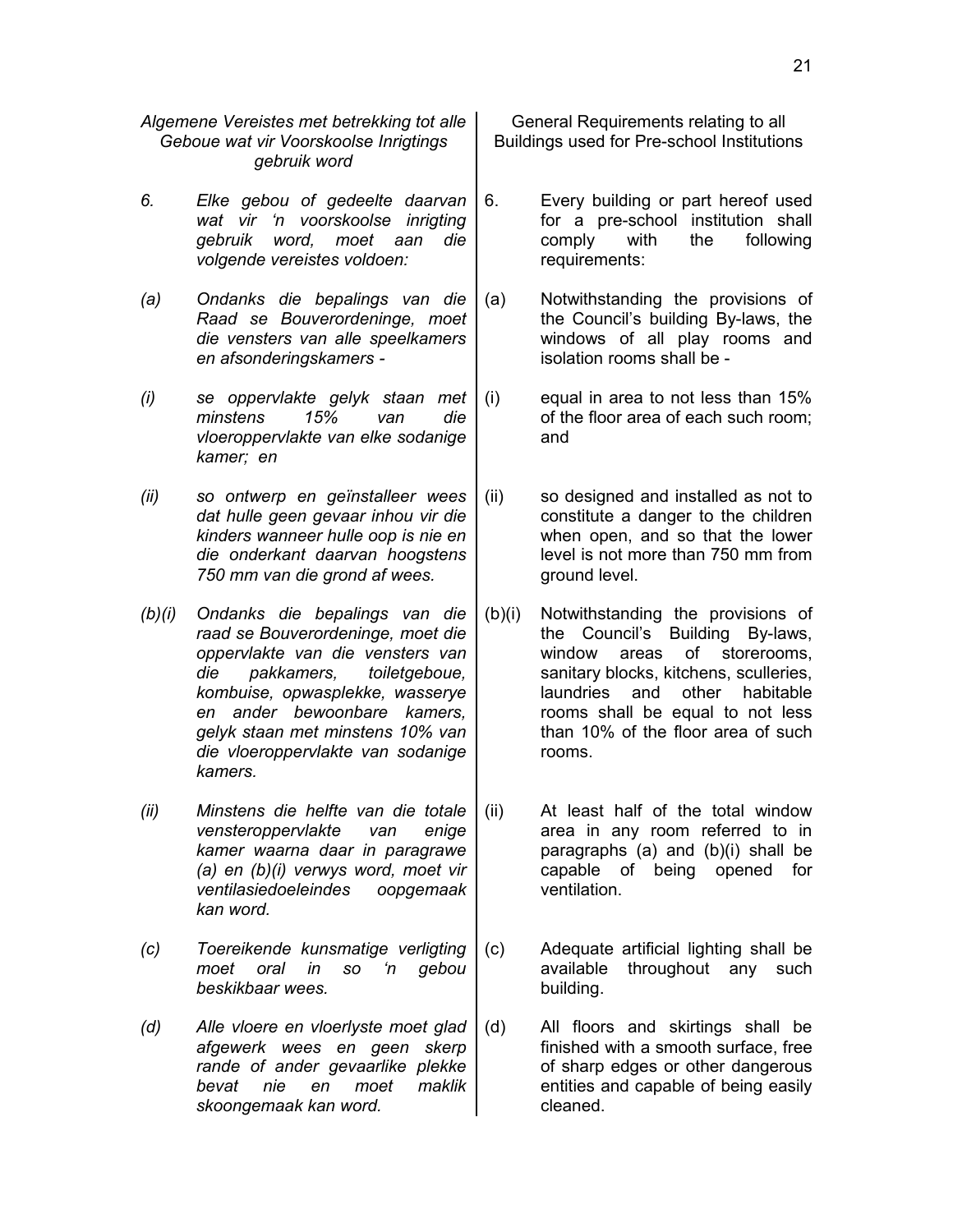*Algemene Vereistes met betrekking tot alle Geboue wat vir Voorskoolse Inrigtings gebruik word*

*6. Elke gebou of gedeelte daarvan wat vir 'n voorskoolse inrigting gebruik word, moet aan die volgende vereistes voldoen:*

*(a) Ondanks die bepalings van die Raad se Bouverordeninge, moet die vensters van alle speelkamers en afsonderingskamers -*

*(i) se oppervlakte gelyk staan met minstens 15% van die vloeroppervlakte van elke sodanige kamer; en*

*(ii) so ontwerp en geïnstalleer wees dat hulle geen gevaar inhou vir die kinders wanneer hulle oop is nie en die onderkant daarvan hoogstens 750 mm van die grond af wees.*

*(b)(i) Ondanks die bepalings van die raad se Bouverordeninge, moet die oppervlakte van die vensters van die pakkamers, toiletgeboue, kombuise, opwasplekke, wasserye en ander bewoonbare kamers, gelyk staan met minstens 10% van die vloeroppervlakte van sodanige kamers.*

*(ii) Minstens die helfte van die totale vensteroppervlakte van enige kamer waarna daar in paragrawe (a) en (b)(i) verwys word, moet vir ventilasiedoeleindes oopgemaak kan word.*

*(c) Toereikende kunsmatige verligting moet oral in so 'n gebou beskikbaar wees.*

*(d) Alle vloere en vloerlyste moet glad afgewerk wees en geen skerp rande of ander gevaarlike plekke bevat nie en moet maklik skoongemaak kan word.*

General Requirements relating to all Buildings used for Pre-school Institutions

6. Every building or part hereof used for a pre-school institution shall comply with the following requirements:

(a) Notwithstanding the provisions of the Council's building By-laws, the windows of all play rooms and isolation rooms shall be -

(i) equal in area to not less than 15% of the floor area of each such room; and

(ii) so designed and installed as not to constitute a danger to the children when open, and so that the lower level is not more than 750 mm from ground level.

(b)(i) Notwithstanding the provisions of the Council's Building By-laws, window areas of storerooms, sanitary blocks, kitchens, sculleries, laundries and other habitable rooms shall be equal to not less than 10% of the floor area of such rooms.

(ii) At least half of the total window area in any room referred to in paragraphs (a) and (b)(i) shall be capable of being opened for ventilation.

(c) Adequate artificial lighting shall be available throughout any such building.

(d) All floors and skirtings shall be finished with a smooth surface, free of sharp edges or other dangerous entities and capable of being easily cleaned.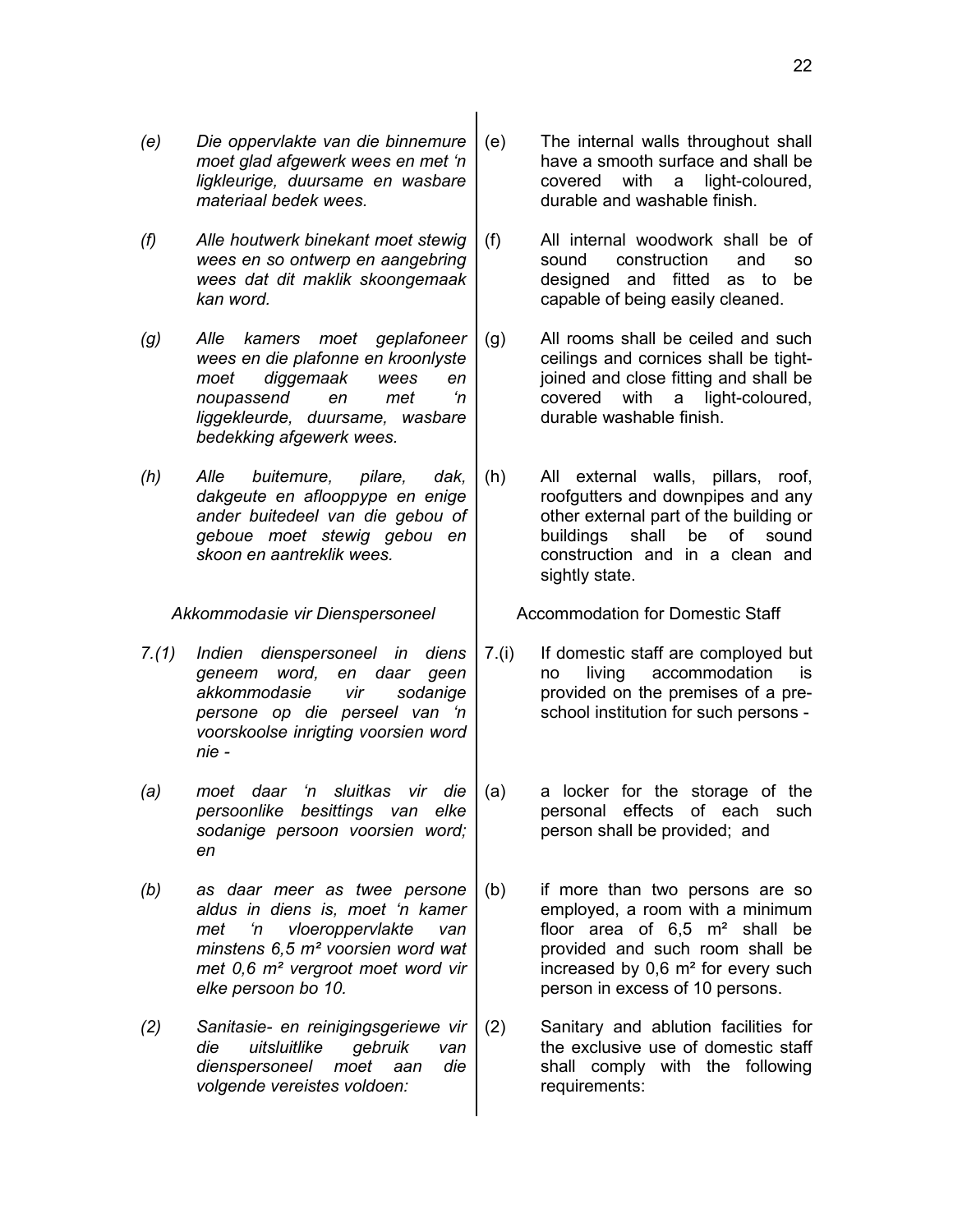*(e)* *Die oppervlakte van die binnemure moet glad afgewerk wees en met 'n ligkleurige, duursame en wasbare materiaal bedek wees.*

*(f)* *Alle houtwerk binekant moet stewig wees en so ontwerp en aangebring wees dat dit maklik skoongemaak kan word.*

*(g)* *Alle kamers moet geplafoneer wees en die plafonne en kroonlyste moet diggemaak wees en noupassend en met 'n liggekleurde, duursame, wasbare bedekking afgewerk wees.*

*(h)* *Alle buitemure, pilare, dak, dakgeute en aflooppype en enige ander buitedeel van die gebou of geboue moet stewig gebou en skoon en aantreklik wees.*

*Akkommodasie vir Dienspersoneel*

*7.(1)* *Indien dienspersoneel in diens geneem word, en daar geen akkommodasie vir sodanige persone op die perseel van 'n voorskoolse inrigting voorsien word nie -*

*(a)* *moet daar 'n sluitkas vir die persoonlike besittings van elke sodanige persoon voorsien word; en*

*(b)* *as daar meer as twee persone aldus in diens is, moet 'n kamer met 'n vloeroppervlakte van minstens 6,5 m² voorsien word wat met 0,6 m² vergroot moet word vir elke persoon bo 10.*

*(2)* *Sanitasie- en reinigingsgeriewe vir die uitsluitlike gebruik van dienspersoneel moet aan die volgende vereistes voldoen:*

(e) The internal walls throughout shall have a smooth surface and shall be covered with a light-coloured, durable and washable finish.

(f) All internal woodwork shall be of sound construction and so designed and fitted as to be capable of being easily cleaned.

(g) All rooms shall be ceiled and such ceilings and cornices shall be tight-joined and close fitting and shall be covered with a light-coloured, durable washable finish.

(h) All external walls, pillars, roof, roofgutters and downpipes and any other external part of the building or buildings shall be of sound construction and in a clean and sightly state.

Accommodation for Domestic Staff

7.(i) If domestic staff are comployed but no living accommodation is provided on the premises of a pre-school institution for such persons -

(a) a locker for the storage of the personal effects of each such person shall be provided; and

(b) if more than two persons are so employed, a room with a minimum floor area of 6,5 m² shall be provided and such room shall be increased by 0,6 m² for every such person in excess of 10 persons.

(2) Sanitary and ablution facilities for the exclusive use of domestic staff shall comply with the following requirements: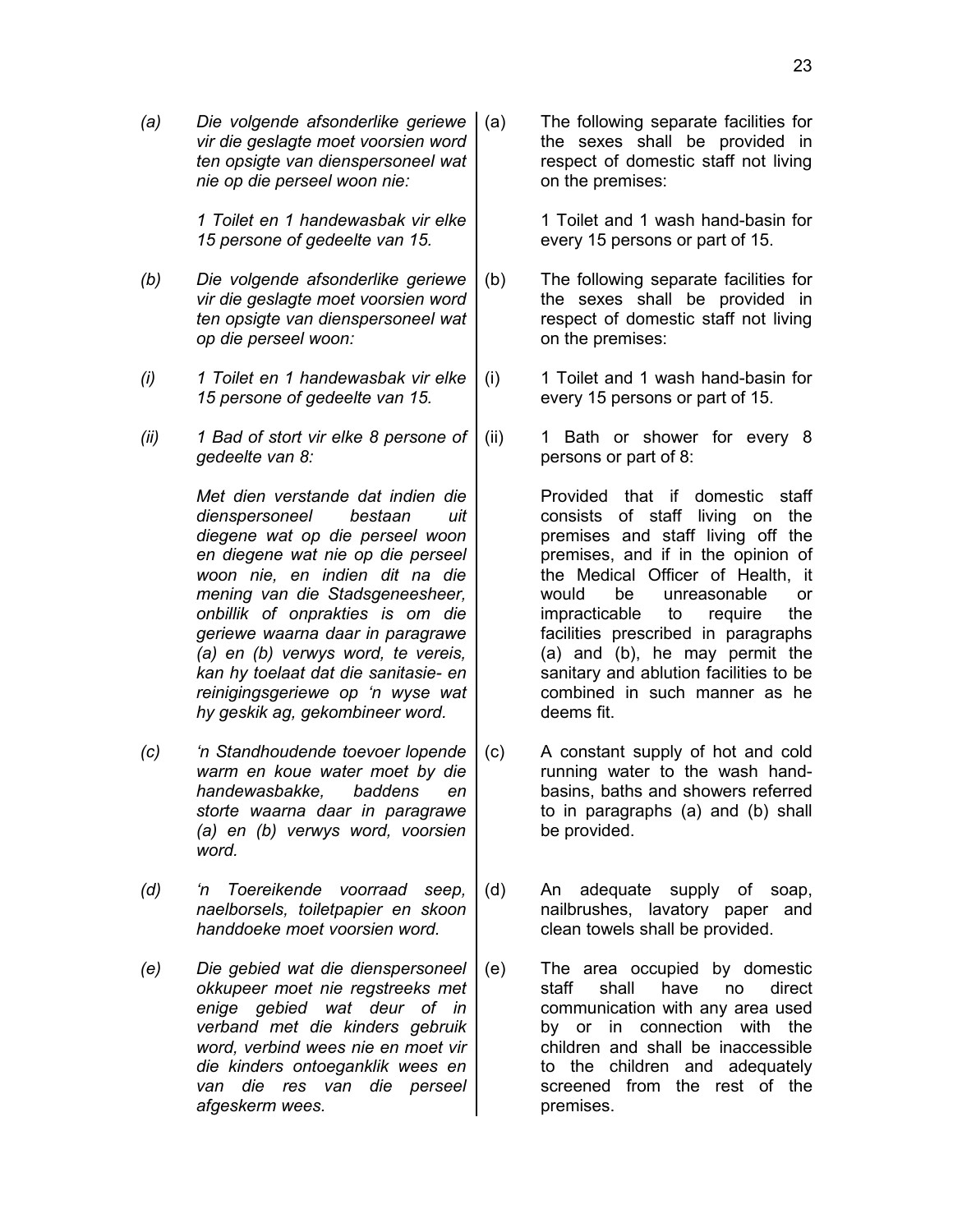*(a) Die volgende afsonderlike geriewe vir die geslagte moet voorsien word ten opsigte van dienspersoneel wat nie op die perseel woon nie:*

*1 Toilet en 1 handewasbak vir elke 15 persone of gedeelte van 15.*

*(b) Die volgende afsonderlike geriewe vir die geslagte moet voorsien word ten opsigte van dienspersoneel wat op die perseel woon:*

*(i) 1 Toilet en 1 handewasbak vir elke 15 persone of gedeelte van 15.*

*(ii) 1 Bad of stort vir elke 8 persone of gedeelte van 8:*

*Met dien verstande dat indien die dienspersoneel bestaan uit diegene wat op die perseel woon en diegene wat nie op die perseel woon nie, en indien dit na die mening van die Stadsgeneesheer, onbillik of onprakties is om die geriewe waarna daar in paragrawe (a) en (b) verwys word, te vereis, kan hy toelaat dat die sanitasie- en reinigingsgeriewe op 'n wyse wat hy geskik ag, gekombineer word.*

*(c) 'n Standhoudende toevoer lopende warm en koue water moet by die handewasbakke, baddens en storte waarna daar in paragrawe (a) en (b) verwys word, voorsien word.*

*(d) 'n Toereikende voorraad seep, naelborsels, toiletpapier en skoon handdoeke moet voorsien word.*

*(e) Die gebied wat die dienspersoneel okkupeer moet nie regstreeks met enige gebied wat deur of in verband met die kinders gebruik word, verbind wees nie en moet vir die kinders ontoeganklik wees en van die res van die perseel afgeskerm wees.*

(a) The following separate facilities for the sexes shall be provided in respect of domestic staff not living on the premises:

1 Toilet and 1 wash hand-basin for every 15 persons or part of 15.

(b) The following separate facilities for the sexes shall be provided in respect of domestic staff not living on the premises:

(i) 1 Toilet and 1 wash hand-basin for every 15 persons or part of 15.

(ii) 1 Bath or shower for every 8 persons or part of 8:

Provided that if domestic staff consists of staff living on the premises and staff living off the premises, and if in the opinion of the Medical Officer of Health, it would be unreasonable or impracticable to require the facilities prescribed in paragraphs (a) and (b), he may permit the sanitary and ablution facilities to be combined in such manner as he deems fit.

(c) A constant supply of hot and cold running water to the wash hand-basins, baths and showers referred to in paragraphs (a) and (b) shall be provided.

(d) An adequate supply of soap, nailbrushes, lavatory paper and clean towels shall be provided.

(e) The area occupied by domestic staff shall have no direct communication with any area used by or in connection with the children and shall be inaccessible to the children and adequately screened from the rest of the premises.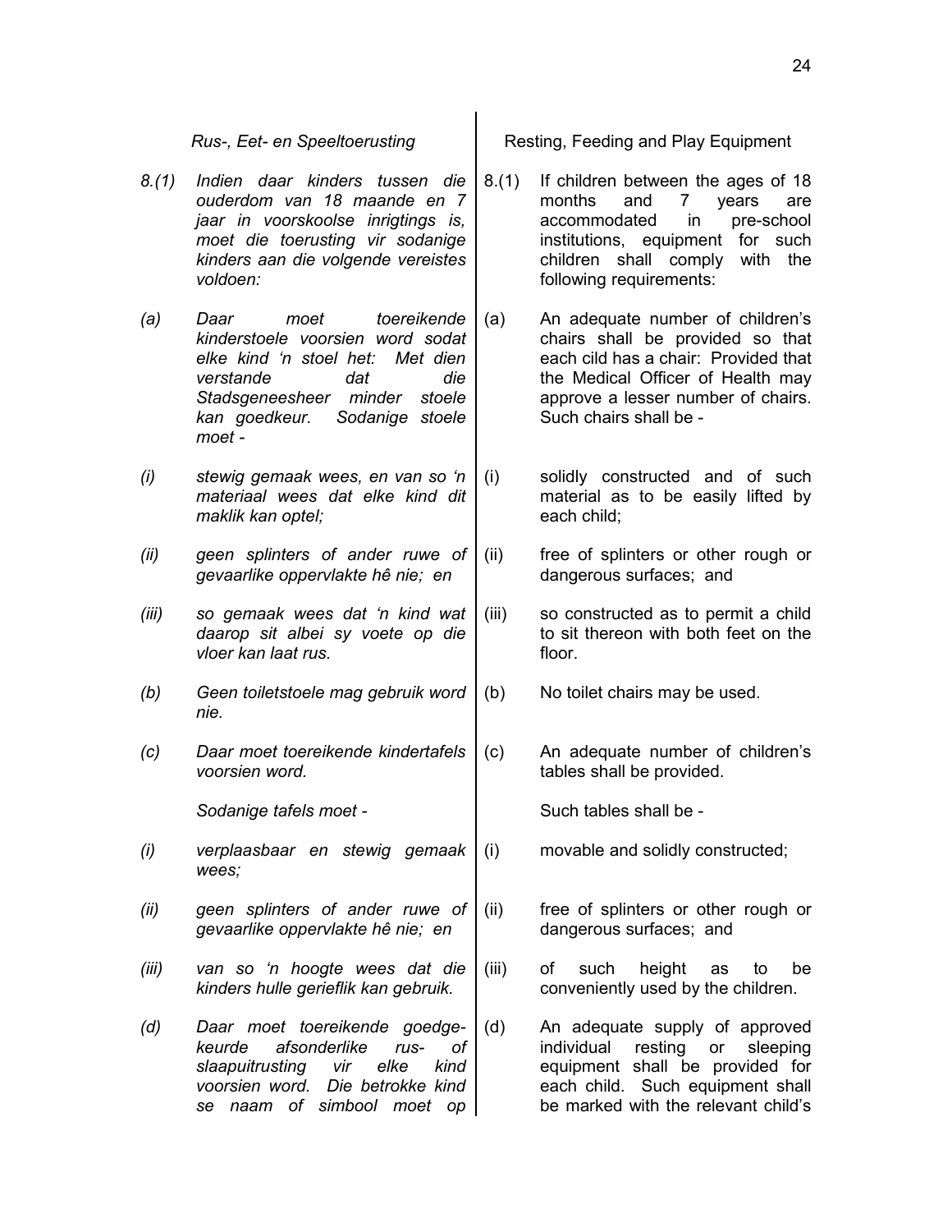*Rus-, Eet- en Speeltoerusting*

*8.(1) Indien daar kinders tussen die ouderdom van 18 maande en 7 jaar in voorskoolse inrigtings is, moet die toerusting vir sodanige kinders aan die volgende vereistes voldoen:*

*(a) Daar moet toereikende kinderstoele voorsien word sodat elke kind 'n stoel het: Met dien verstande dat die Stadsgeneesheer minder stoele kan goedkeur. Sodanige stoele moet -*

*(i) stewig gemaak wees, en van so 'n materiaal wees dat elke kind dit maklik kan optel;*

*(ii) geen splinters of ander ruwe of gevaarlike oppervlakte hê nie; en*

*(iii) so gemaak wees dat 'n kind wat daarop sit albei sy voete op die vloer kan laat rus.*

*(b) Geen toiletstoele mag gebruik word nie.*

*(c) Daar moet toereikende kindertafels voorsien word.*

*Sodanige tafels moet -*

*(i) verplaasbaar en stewig gemaak wees;*

*(ii) geen splinters of ander ruwe of gevaarlike oppervlakte hê nie; en*

*(iii) van so 'n hoogte wees dat die kinders hulle gerieflik kan gebruik.*

*(d) Daar moet toereikende goedgekeurde afsonderlike rus- of slaapuitrusting vir elke kind voorsien word. Die betrokke kind se naam of simbool moet op*

Resting, Feeding and Play Equipment

8.(1) If children between the ages of 18 months and 7 years are accommodated in pre-school institutions, equipment for such children shall comply with the following requirements:

(a) An adequate number of children's chairs shall be provided so that each cild has a chair: Provided that the Medical Officer of Health may approve a lesser number of chairs. Such chairs shall be -

(i) solidly constructed and of such material as to be easily lifted by each child;

(ii) free of splinters or other rough or dangerous surfaces; and

(iii) so constructed as to permit a child to sit thereon with both feet on the floor.

(b) No toilet chairs may be used.

(c) An adequate number of children's tables shall be provided.

Such tables shall be -

(i) movable and solidly constructed;

(ii) free of splinters or other rough or dangerous surfaces; and

(iii) of such height as to be conveniently used by the children.

(d) An adequate supply of approved individual resting or sleeping equipment shall be provided for each child. Such equipment shall be marked with the relevant child's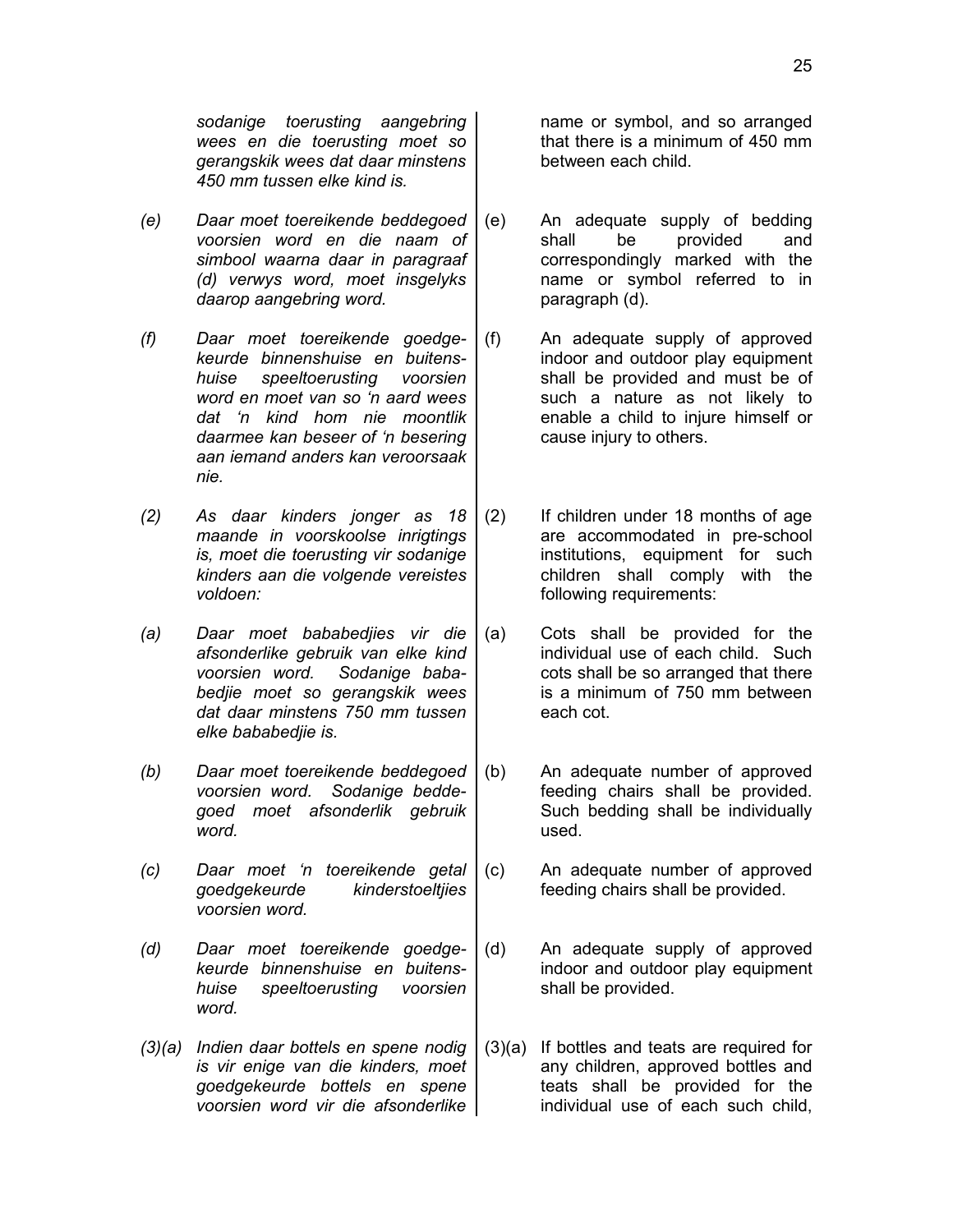*sodanige toerusting aangebring wees en die toerusting moet so gerangskik wees dat daar minstens 450 mm tussen elke kind is.*

*(e) Daar moet toereikende beddegoed voorsien word en die naam of simbool waarna daar in paragraaf (d) verwys word, moet insgelyks daarop aangebring word.*

*(f) Daar moet toereikende goedgekeurde binnenshuise en buitenshuise speeltoerusting voorsien word en moet van so 'n aard wees dat 'n kind hom nie moontlik daarmee kan beseer of 'n besering aan iemand anders kan veroorsaak nie.*

*(2) As daar kinders jonger as 18 maande in voorskoolse inrigtings is, moet die toerusting vir sodanige kinders aan die volgende vereistes voldoen:*

*(a) Daar moet bababedjies vir die afsonderlike gebruik van elke kind voorsien word. Sodanige bababedjie moet so gerangskik wees dat daar minstens 750 mm tussen elke bababedjie is.*

*(b) Daar moet toereikende beddegoed voorsien word. Sodanige beddegoed moet afsonderlik gebruik word.*

*(c) Daar moet 'n toereikende getal goedgekeurde kinderstoeltjies voorsien word.*

*(d) Daar moet toereikende goedgekeurde binnenshuise en buitenshuise speeltoerusting voorsien word.*

*(3)(a) Indien daar bottels en spene nodig is vir enige van die kinders, moet goedgekeurde bottels en spene voorsien word vir die afsonderlike*

name or symbol, and so arranged that there is a minimum of 450 mm between each child.

(e) An adequate supply of bedding shall be provided and correspondingly marked with the name or symbol referred to in paragraph (d).

(f) An adequate supply of approved indoor and outdoor play equipment shall be provided and must be of such a nature as not likely to enable a child to injure himself or cause injury to others.

(2) If children under 18 months of age are accommodated in pre-school institutions, equipment for such children shall comply with the following requirements:

(a) Cots shall be provided for the individual use of each child. Such cots shall be so arranged that there is a minimum of 750 mm between each cot.

(b) An adequate number of approved feeding chairs shall be provided. Such bedding shall be individually used.

(c) An adequate number of approved feeding chairs shall be provided.

(d) An adequate supply of approved indoor and outdoor play equipment shall be provided.

(3)(a) If bottles and teats are required for any children, approved bottles and teats shall be provided for the individual use of each such child,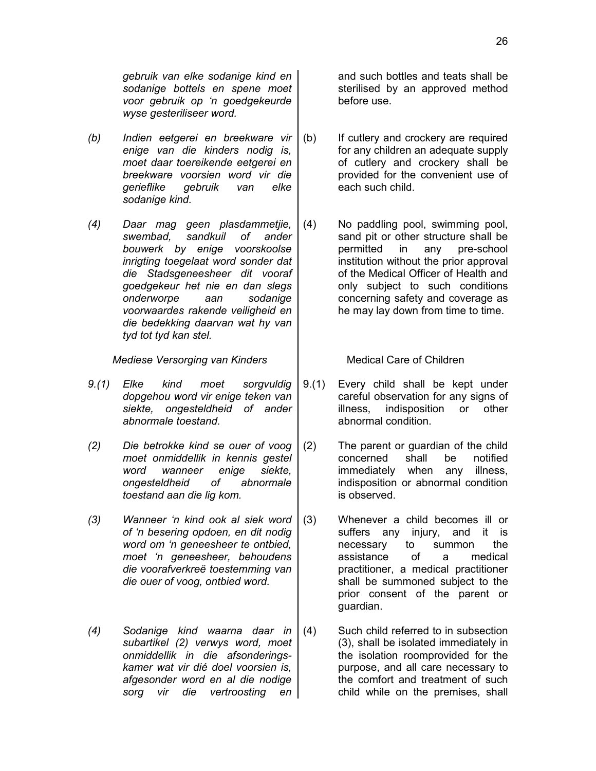*gebruik van elke sodanige kind en sodanige bottels en spene moet voor gebruik op 'n goedgekeurde wyse gesteriliseer word.*

*(b) Indien eetgerei en breekware vir enige van die kinders nodig is, moet daar toereikende eetgerei en breekware voorsien word vir die gerieflike gebruik van elke sodanige kind.*

*(4) Daar mag geen plasdammetjie, swembad, sandkuil of ander bouwerk by enige voorskoolse inrigting toegelaat word sonder dat die Stadsgeneesheer dit vooraf goedgekeur het nie en dan slegs onderworpe aan sodanige voorwaardes rakende veiligheid en die bedekking daarvan wat hy van tyd tot tyd kan stel.*

*Mediese Versorging van Kinders*

*9.(1) Elke kind moet sorgvuldig dopgehou word vir enige teken van siekte, ongesteldheid of ander abnormale toestand.*

*(2) Die betrokke kind se ouer of voog moet onmiddellik in kennis gestel word wanneer enige siekte, ongesteldheid of abnormale toestand aan die lig kom.*

*(3) Wanneer 'n kind ook al siek word of 'n besering opdoen, en dit nodig word om 'n geneesheer te ontbied, moet 'n geneesheer, behoudens die voorafverkreë toestemming van die ouer of voog, ontbied word.*

*(4) Sodanige kind waarna daar in subartikel (2) verwys word, moet onmiddellik in die afsonderingskamer wat vir dié doel voorsien is, afgesonder word en al die nodige sorg vir die vertroosting en*

and such bottles and teats shall be sterilised by an approved method before use.

(b) If cutlery and crockery are required for any children an adequate supply of cutlery and crockery shall be provided for the convenient use of each such child.

(4) No paddling pool, swimming pool, sand pit or other structure shall be permitted in any pre-school institution without the prior approval of the Medical Officer of Health and only subject to such conditions concerning safety and coverage as he may lay down from time to time.

Medical Care of Children

9.(1) Every child shall be kept under careful observation for any signs of illness, indisposition or other abnormal condition.

(2) The parent or guardian of the child concerned shall be notified immediately when any illness, indisposition or abnormal condition is observed.

(3) Whenever a child becomes ill or suffers any injury, and it is necessary to summon the assistance of a medical practitioner, a medical practitioner shall be summoned subject to the prior consent of the parent or guardian.

(4) Such child referred to in subsection (3), shall be isolated immediately in the isolation roomprovided for the purpose, and all care necessary to the comfort and treatment of such child while on the premises, shall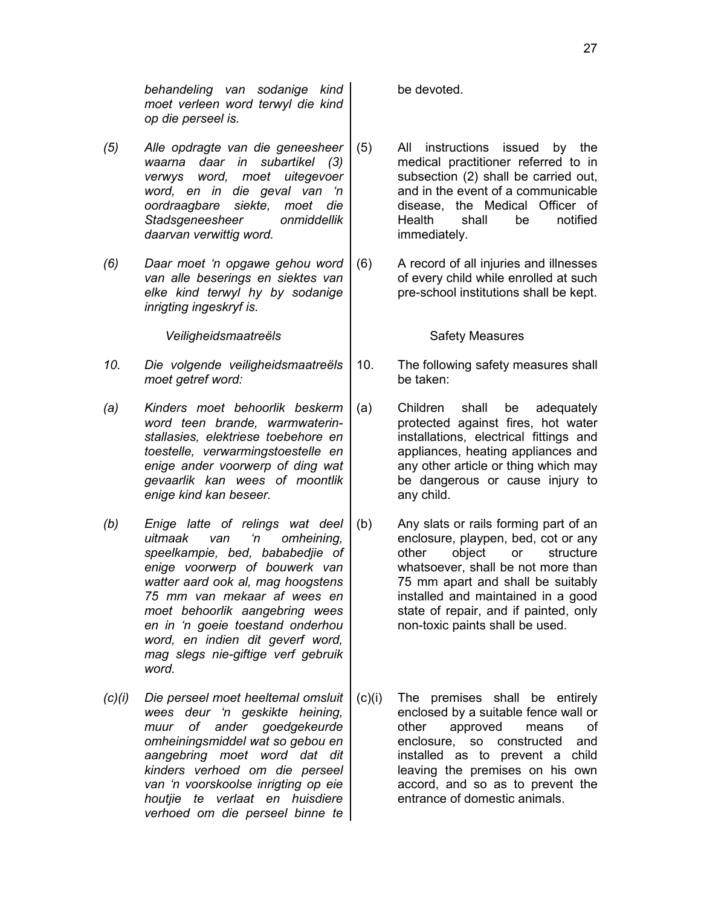*behandeling van sodanige kind moet verleen word terwyl die kind op die perseel is.*

*(5) Alle opdragte van die geneesheer waarna daar in subartikel (3) verwys word, moet uitgevoer word, en in die geval van 'n oordraagbare siekte, moet die Stadsgeneesheer onmiddellik daarvan verwittig word.*

*(6) Daar moet 'n opgawe gehou word van alle beserings en siektes van elke kind terwyl hy by sodanige inrigting ingeskryf is.*

*Veiligheidsmaatreëls*

*10. Die volgende veiligheidsmaatreëls moet getref word:*

*(a) Kinders moet behoorlik beskerm word teen brande, warmwaterinstallasies, elektriese toebehore en toestelle, verwarmingstoestelle en enige ander voorwerp of ding wat gevaarlik kan wees of moontlik enige kind kan beseer.*

*(b) Enige latte of relings wat deel uitmaak van 'n omheining, speelkampie, bed, bababedjie of enige voorwerp of bouwerk van watter aard ook al, mag hoogstens 75 mm van mekaar af wees en moet behoorlik aangebring wees en in 'n goeie toestand onderhou word, en indien dit geverf word, mag slegs nie-giftige verf gebruik word.*

*(c)(i) Die perseel moet heeltemal omsluit wees deur 'n geskikte heining, muur of ander goedgekeurde omheiningsmiddel wat so gebou en aangebring moet word dat dit kinders verhoed om die perseel van 'n voorskoolse inrigting op eie houtjie te verlaat en huisdiere verhoed om die perseel binne te*

be devoted.

(5) All instructions issued by the medical practitioner referred to in subsection (2) shall be carried out, and in the event of a communicable disease, the Medical Officer of Health shall be notified immediately.

(6) A record of all injuries and illnesses of every child while enrolled at such pre-school institutions shall be kept.

Safety Measures

10. The following safety measures shall be taken:

(a) Children shall be adequately protected against fires, hot water installations, electrical fittings and appliances, heating appliances and any other article or thing which may be dangerous or cause injury to any child.

(b) Any slats or rails forming part of an enclosure, playpen, bed, cot or any other object or structure whatsoever, shall be not more than 75 mm apart and shall be suitably installed and maintained in a good state of repair, and if painted, only non-toxic paints shall be used.

(c)(i) The premises shall be entirely enclosed by a suitable fence wall or other approved means of enclosure, so constructed and installed as to prevent a child leaving the premises on his own accord, and so as to prevent the entrance of domestic animals.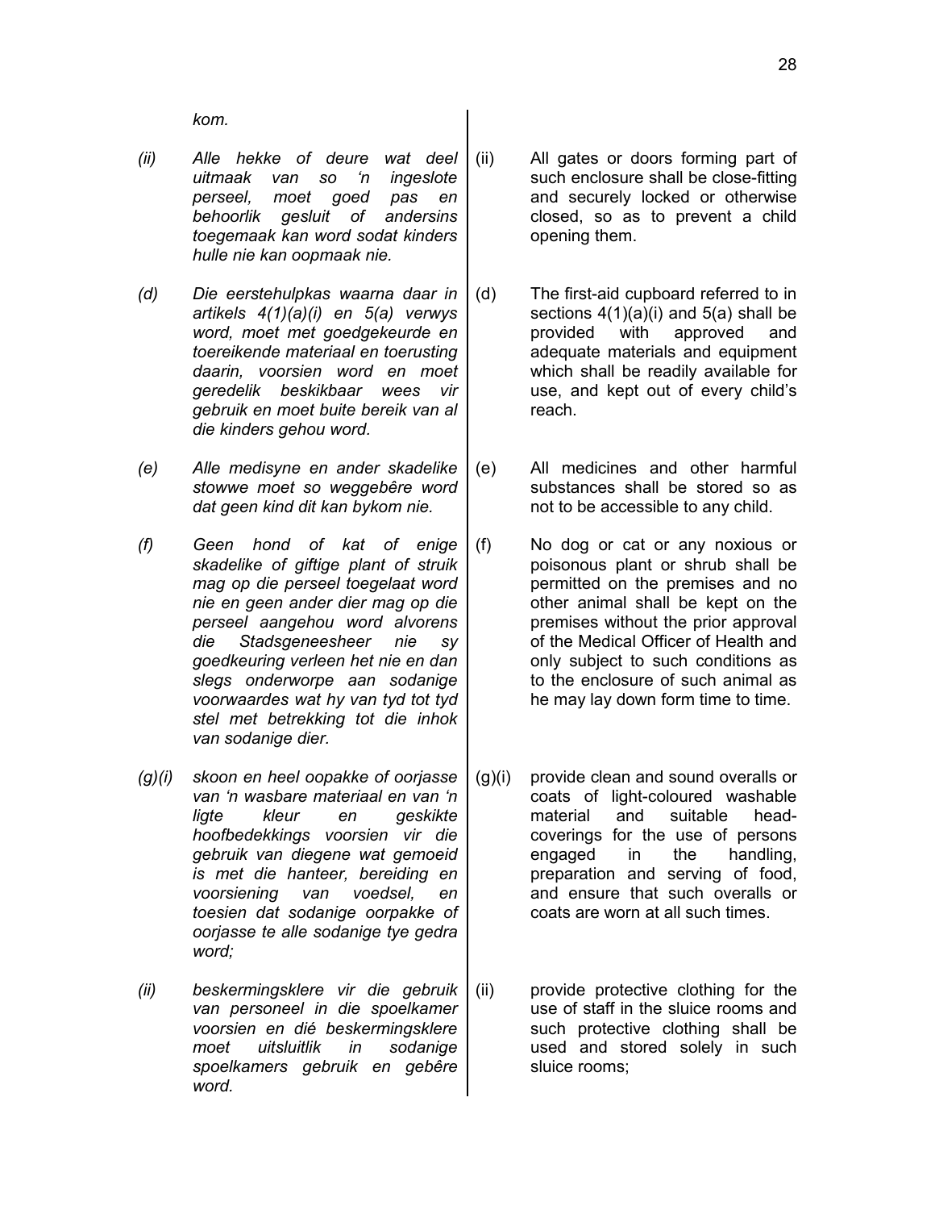*kom.*

*(ii) Alle hekke of deure wat deel uitmaak van so 'n ingeslote perseel, moet goed pas en behoorlik gesluit of andersins toegemaak kan word sodat kinders hulle nie kan oopmaak nie.*

(ii) All gates or doors forming part of such enclosure shall be close-fitting and securely locked or otherwise closed, so as to prevent a child opening them.

*(d) Die eerstehulpkas waarna daar in artikels 4(1)(a)(i) en 5(a) verwys word, moet met goedgekeurde en toereikende materiaal en toerusting daarin, voorsien word en moet geredelik beskikbaar wees vir gebruik en moet buite bereik van al die kinders gehou word.*

(d) The first-aid cupboard referred to in sections 4(1)(a)(i) and 5(a) shall be provided with approved and adequate materials and equipment which shall be readily available for use, and kept out of every child's reach.

*(e) Alle medisyne en ander skadelike stowwe moet so weggebêre word dat geen kind dit kan bykom nie.*

(e) All medicines and other harmful substances shall be stored so as not to be accessible to any child.

*(f) Geen hond of kat of enige skadelike of giftige plant of struik mag op die perseel toegelaat word nie en geen ander dier mag op die perseel aangehou word alvorens die Stadsgeneesheer nie sy goedkeuring verleen het nie en dan slegs onderworpe aan sodanige voorwaardes wat hy van tyd tot tyd stel met betrekking tot die inhok van sodanige dier.*

(f) No dog or cat or any noxious or poisonous plant or shrub shall be permitted on the premises and no other animal shall be kept on the premises without the prior approval of the Medical Officer of Health and only subject to such conditions as to the enclosure of such animal as he may lay down form time to time.

*(g)(i) skoon en heel oopakke of oorjasse van 'n wasbare materiaal en van 'n ligte kleur en geskikte hoofbedekkings voorsien vir die gebruik van diegene wat gemoeid is met die hanteer, bereiding en voorsiening van voedsel, en toesien dat sodanige oorpakke of oorjasse te alle sodanige tye gedra word;*

(g)(i) provide clean and sound overalls or coats of light-coloured washable material and suitable head-coverings for the use of persons engaged in the handling, preparation and serving of food, and ensure that such overalls or coats are worn at all such times.

*(ii) beskermingsklere vir die gebruik van personeel in die spoelkamer voorsien en dié beskermingsklere moet uitsluitlik in sodanige spoelkamers gebruik en gebêre word.*

(ii) provide protective clothing for the use of staff in the sluice rooms and such protective clothing shall be used and stored solely in such sluice rooms;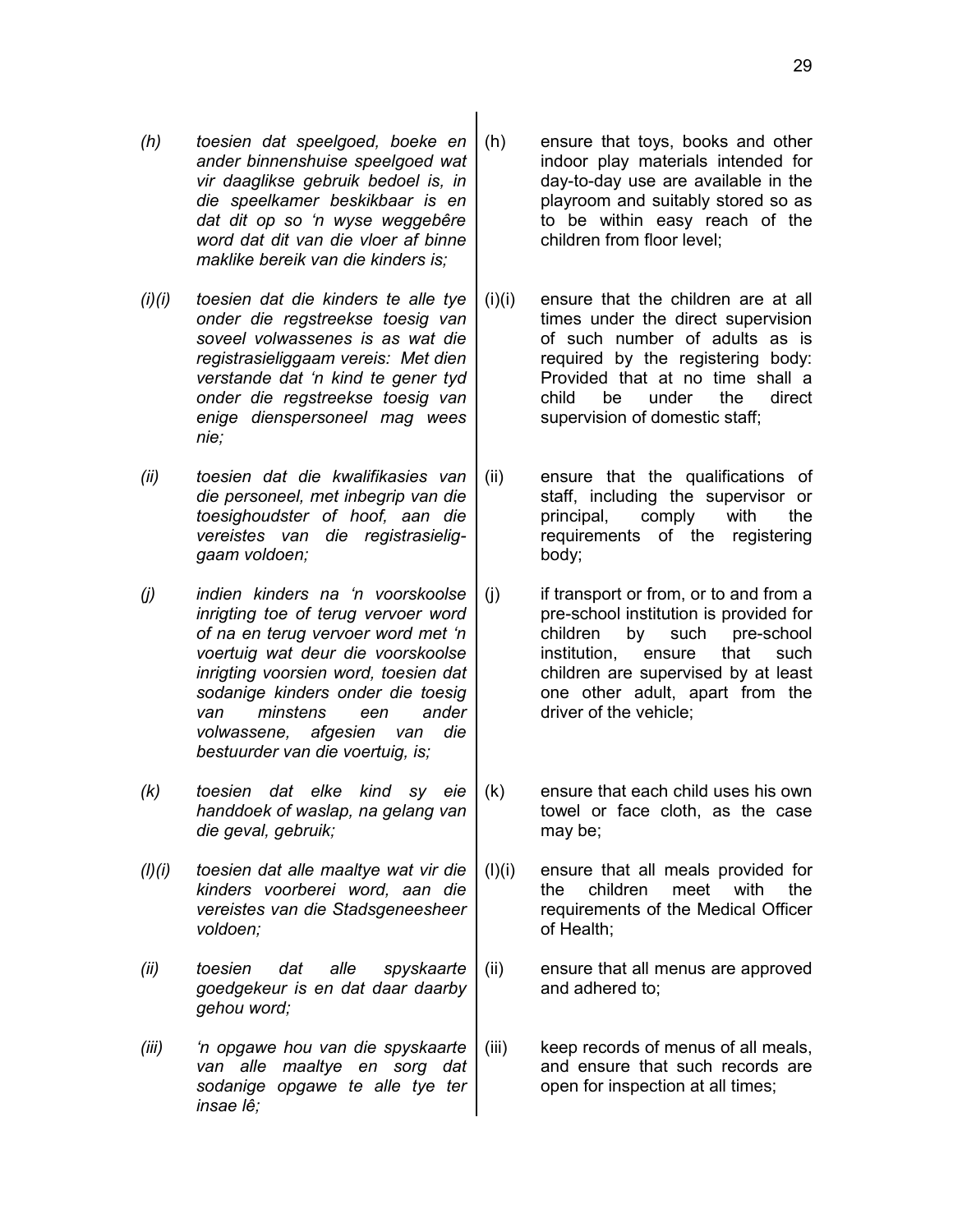| | | | |
|---|---|---|---|
| *(h)* | *toesien dat speelgoed, boeke en ander binnenshuise speelgoed wat vir daaglikse gebruik bedoel is, in die speelkamer beskikbaar is en dat dit op so 'n wyse weggebêre word dat dit van die vloer af binne maklike bereik van die kinders is;* | (h) | ensure that toys, books and other indoor play materials intended for day-to-day use are available in the playroom and suitably stored so as to be within easy reach of the children from floor level; |
| *(i)(i)* | *toesien dat die kinders te alle tye onder die regstreekse toesig van soveel volwassenes is as wat die registrasieliggaam vereis: Met dien verstande dat 'n kind te gener tyd onder die regstreekse toesig van enige dienspersoneel mag wees nie;* | (i)(i) | ensure that the children are at all times under the direct supervision of such number of adults as is required by the registering body: Provided that at no time shall a child be under the direct supervision of domestic staff; |
| *(ii)* | *toesien dat die kwalifikasies van die personeel, met inbegrip van die toesighoudster of hoof, aan die vereistes van die registrasieliggaam voldoen;* | (ii) | ensure that the qualifications of staff, including the supervisor or principal, comply with the requirements of the registering body; |
| *(j)* | *indien kinders na 'n voorskoolse inrigting toe of terug vervoer word of na en terug vervoer word met 'n voertuig wat deur die voorskoolse inrigting voorsien word, toesien dat sodanige kinders onder die toesig van minstens een ander volwassene, afgesien van die bestuurder van die voertuig, is;* | (j) | if transport or from, or to and from a pre-school institution is provided for children by such pre-school institution, ensure that such children are supervised by at least one other adult, apart from the driver of the vehicle; |
| *(k)* | *toesien dat elke kind sy eie handdoek of waslap, na gelang van die geval, gebruik;* | (k) | ensure that each child uses his own towel or face cloth, as the case may be; |
| *(l)(i)* | *toesien dat alle maaltye wat vir die kinders voorberei word, aan die vereistes van die Stadsgeneesheer voldoen;* | (l)(i) | ensure that all meals provided for the children meet with the requirements of the Medical Officer of Health; |
| *(ii)* | *toesien dat alle spyskaarte goedgekeur is en dat daar daarby gehou word;* | (ii) | ensure that all menus are approved and adhered to; |
| *(iii)* | *'n opgawe hou van die spyskaarte van alle maaltye en sorg dat sodanige opgawe te alle tye ter insae lê;* | (iii) | keep records of menus of all meals, and ensure that such records are open for inspection at all times; |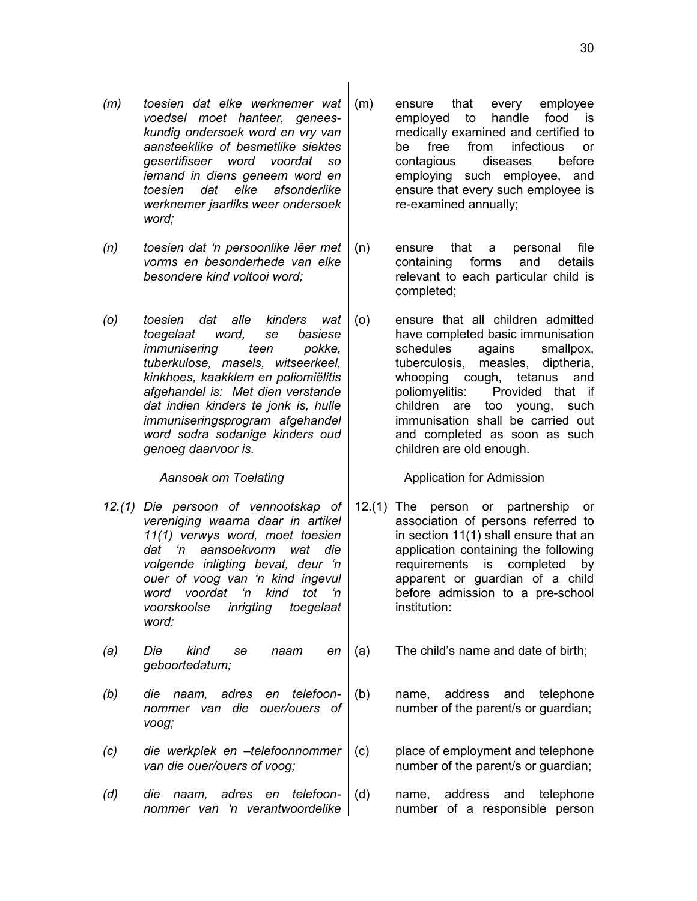*(m) toesien dat elke werknemer wat voedsel moet hanteer, geneeskundig ondersoek word en vry van aansteeklike of besmetlike siektes gesertifiseer word voordat so iemand in diens geneem word en toesien dat elke afsonderlike werknemer jaarliks weer ondersoek word;*

*(n) toesien dat 'n persoonlike lêer met vorms en besonderhede van elke besondere kind voltooi word;*

*(o) toesien dat alle kinders wat toegelaat word, se basiese immunisering teen pokke, tuberkulose, masels, witseerkeel, kinkhoes, kaakklem en poliomiëlitis afgehandel is: Met dien verstande dat indien kinders te jonk is, hulle immuniseringsprogram afgehandel word sodra sodanige kinders oud genoeg daarvoor is.*

*Aansoek om Toelating*

*12.(1) Die persoon of vennootskap of vereniging waarna daar in artikel 11(1) verwys word, moet toesien dat 'n aansoekvorm wat die volgende inligting bevat, deur 'n ouer of voog van 'n kind ingevul word voordat 'n kind tot 'n voorskoolse inrigting toegelaat word:*

*(a) Die kind se naam en geboortedatum;*

*(b) die naam, adres en telefoonnommer van die ouer/ouers of voog;*

*(c) die werkplek en –telefoonnommer van die ouer/ouers of voog;*

*(d) die naam, adres en telefoonnommer van 'n verantwoordelike*

(m) ensure that every employee employed to handle food is medically examined and certified to be free from infectious or contagious diseases before employing such employee, and ensure that every such employee is re-examined annually;

(n) ensure that a personal file containing forms and details relevant to each particular child is completed;

(o) ensure that all children admitted have completed basic immunisation schedules agains smallpox, tuberculosis, measles, diptheria, whooping cough, tetanus and poliomyelitis: Provided that if children are too young, such immunisation shall be carried out and completed as soon as such children are old enough.

Application for Admission

12.(1) The person or partnership or association of persons referred to in section 11(1) shall ensure that an application containing the following requirements is completed by apparent or guardian of a child before admission to a pre-school institution:

(a) The child's name and date of birth;

(b) name, address and telephone number of the parent/s or guardian;

(c) place of employment and telephone number of the parent/s or guardian;

(d) name, address and telephone number of a responsible person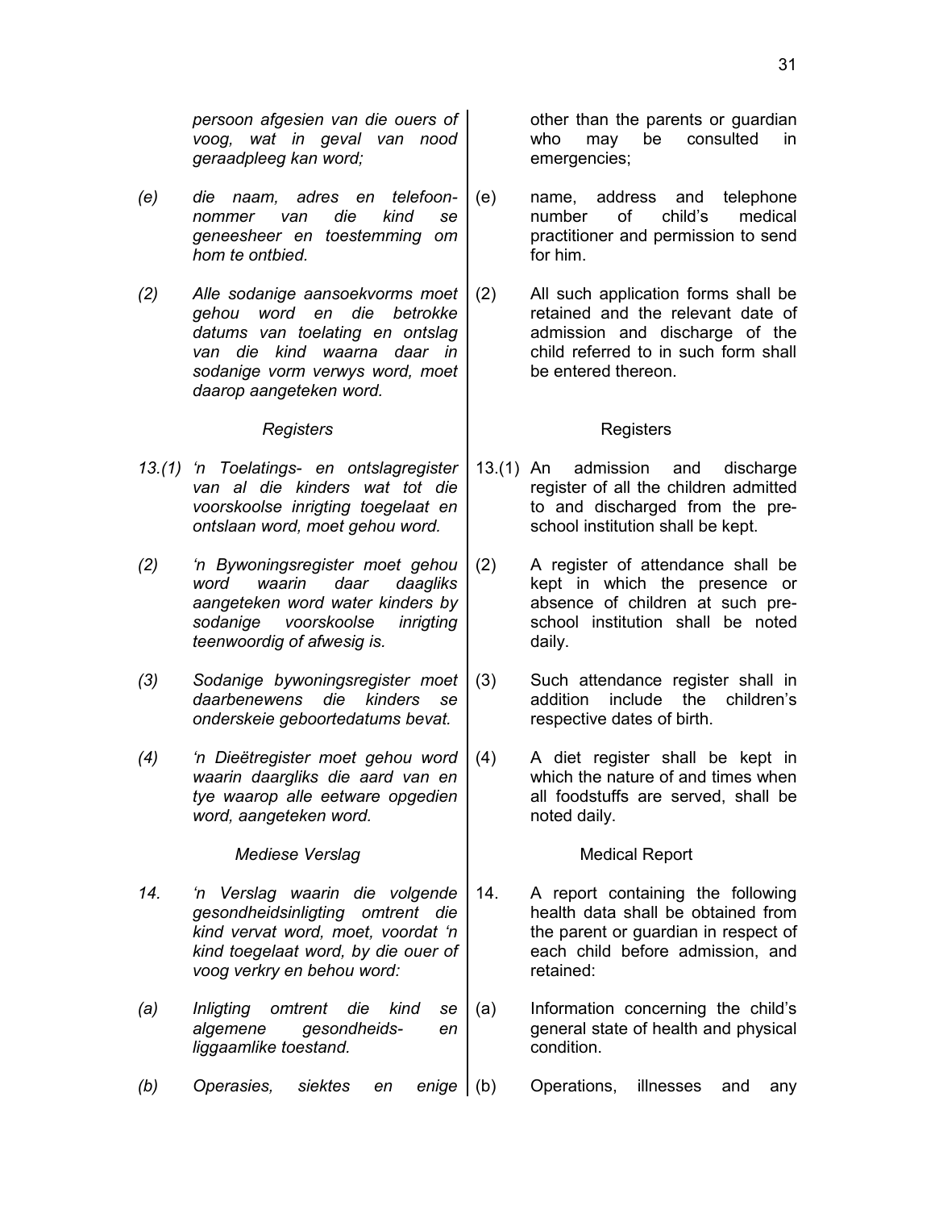| | |
|---|---|
| *persoon afgesien van die ouers of voog, wat in geval van nood geraadpleeg kan word;* | other than the parents or guardian who may be consulted in emergencies; |
| *(e) die naam, adres en telefoonnommer van die kind se geneesheer en toestemming om hom te ontbied.* | (e) name, address and telephone number of child's medical practitioner and permission to send for him. |
| *(2) Alle sodanige aansoekvorms moet gehou word en die betrokke datums van toelating en ontslag van die kind waarna daar in sodanige vorm verwys word, moet daarop aangeteken word.* | (2) All such application forms shall be retained and the relevant date of admission and discharge of the child referred to in such form shall be entered thereon. |
| ***Registers*** | **Registers** |
| *13.(1) 'n Toelatings- en ontslagregister van al die kinders wat tot die voorskoolse inrigting toegelaat en ontslaan word, moet gehou word.* | 13.(1) An admission and discharge register of all the children admitted to and discharged from the pre-school institution shall be kept. |
| *(2) 'n Bywoningsregister moet gehou word waarin daar daagliks aangeteken word water kinders by sodanige voorskoolse inrigting teenwoordig of afwesig is.* | (2) A register of attendance shall be kept in which the presence or absence of children at such pre-school institution shall be noted daily. |
| *(3) Sodanige bywoningsregister moet daarbenewens die kinders se onderskeie geboortedatums bevat.* | (3) Such attendance register shall in addition include the children's respective dates of birth. |
| *(4) 'n Dieëtregister moet gehou word waarin daargliks die aard van en tye waarop alle eetware opgedien word, aangeteken word.* | (4) A diet register shall be kept in which the nature of and times when all foodstuffs are served, shall be noted daily. |
| ***Mediese Verslag*** | **Medical Report** |
| *14. 'n Verslag waarin die volgende gesondheidsinligting omtrent die kind vervat word, moet, voordat 'n kind toegelaat word, by die ouer of voog verkry en behou word:* | 14. A report containing the following health data shall be obtained from the parent or guardian in respect of each child before admission, and retained: |
| *(a) Inligting omtrent die kind se algemene gesondheids- en liggaamlike toestand.* | (a) Information concerning the child's general state of health and physical condition. |
| *(b) Operasies, siektes en enige* | (b) Operations, illnesses and any |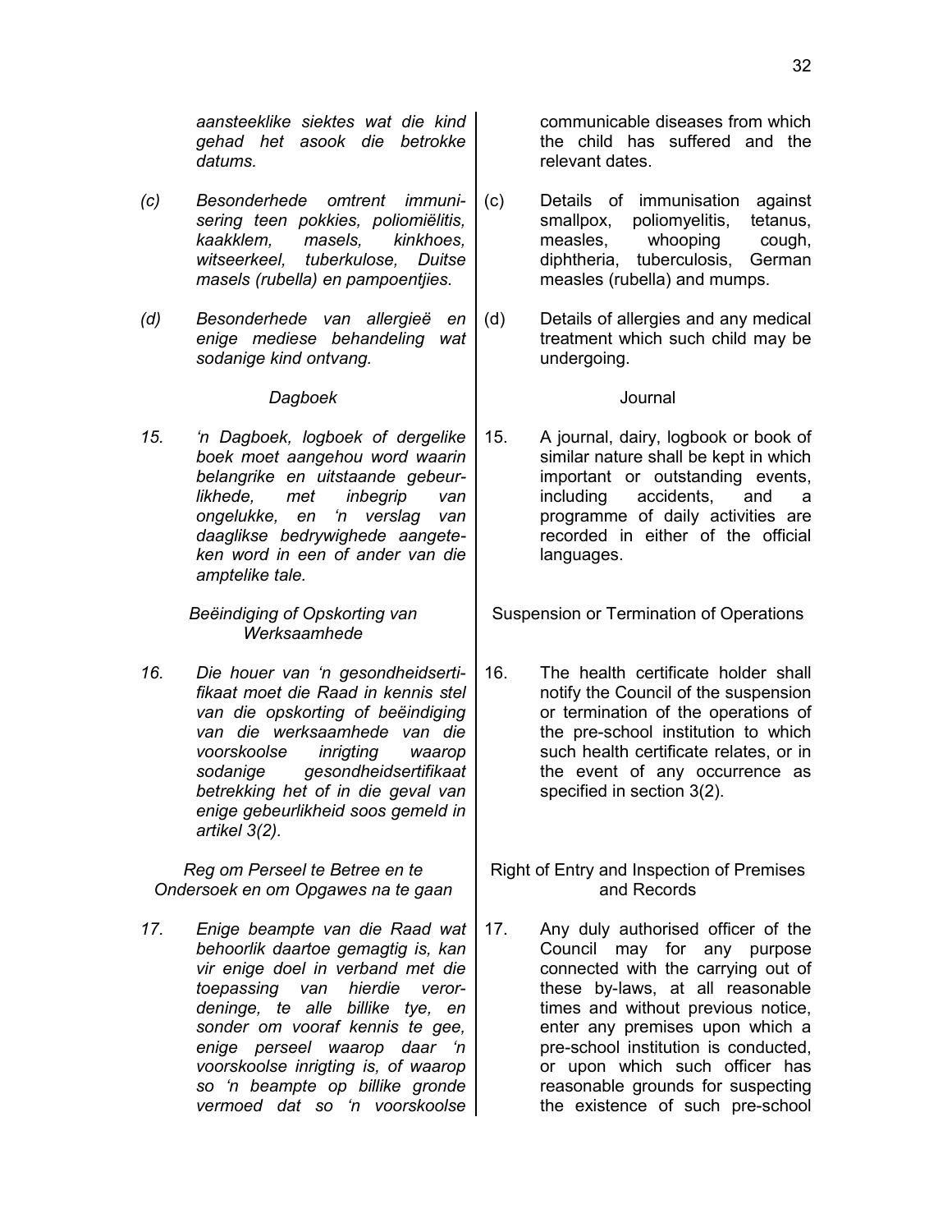*aansteeklike siektes wat die kind gehad het asook die betrokke datums.*

*(c) Besonderhede omtrent immunisering teen pokkies, poliomiëlitis, kaakklem, masels, kinkhoes, witseerkeel, tuberkulose, Duitse masels (rubella) en pampoentjies.*

*(d) Besonderhede van allergieë en enige mediese behandeling wat sodanige kind ontvang.*

*Dagboek*

*15. 'n Dagboek, logboek of dergelike boek moet aangehou word waarin belangrike en uitstaande gebeurlikhede, met inbegrip van ongelukke, en 'n verslag van daaglikse bedrywighede aangeteken word in een of ander van die amptelike tale.*

*Beëindiging of Opskorting van Werksaamhede*

*16. Die houer van 'n gesondheidsertifikaat moet die Raad in kennis stel van die opskorting of beëindiging van die werksaamhede van die voorskoolse inrigting waarop sodanige gesondheidsertifikaat betrekking het of in die geval van enige gebeurlikheid soos gemeld in artikel 3(2).*

*Reg om Perseel te Betree en te Ondersoek en om Opgawes na te gaan*

*17. Enige beampte van die Raad wat behoorlik daartoe gemagtig is, kan vir enige doel in verband met die toepassing van hierdie verordeninge, te alle billike tye, en sonder om vooraf kennis te gee, enige perseel waarop daar 'n voorskoolse inrigting is, of waarop so 'n beampte op billike gronde vermoed dat so 'n voorskoolse*

communicable diseases from which the child has suffered and the relevant dates.

(c) Details of immunisation against smallpox, poliomyelitis, tetanus, measles, whooping cough, diphtheria, tuberculosis, German measles (rubella) and mumps.

(d) Details of allergies and any medical treatment which such child may be undergoing.

Journal

15. A journal, dairy, logbook or book of similar nature shall be kept in which important or outstanding events, including accidents, and a programme of daily activities are recorded in either of the official languages.

Suspension or Termination of Operations

16. The health certificate holder shall notify the Council of the suspension or termination of the operations of the pre-school institution to which such health certificate relates, or in the event of any occurrence as specified in section 3(2).

Right of Entry and Inspection of Premises and Records

17. Any duly authorised officer of the Council may for any purpose connected with the carrying out of these by-laws, at all reasonable times and without previous notice, enter any premises upon which a pre-school institution is conducted, or upon which such officer has reasonable grounds for suspecting the existence of such pre-school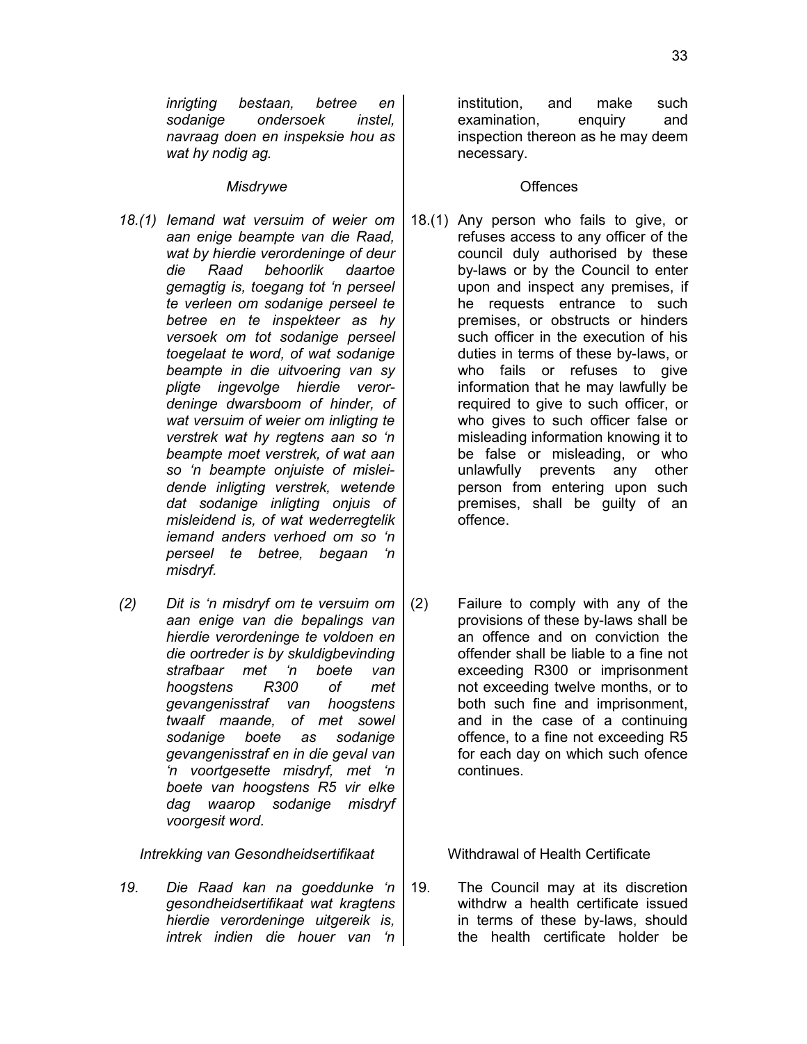*inrigting bestaan, betree en sodanige ondersoek instel, navraag doen en inspeksie hou as wat hy nodig ag.*

institution, and make such examination, enquiry and inspection thereon as he may deem necessary.

### *Misdrywe*

*18.(1) Iemand wat versuim of weier om aan enige beampte van die Raad, wat by hierdie verordeninge of deur die Raad behoorlik daartoe gemagtig is, toegang tot 'n perseel te verleen om sodanige perseel te betree en te inspekteer as hy versoek om tot sodanige perseel toegelaat te word, of wat sodanige beampte in die uitvoering van sy pligte ingevolge hierdie verordeninge dwarsboom of hinder, of wat versuim of weier om inligting te verstrek wat hy regtens aan so 'n beampte moet verstrek, of wat aan so 'n beampte onjuiste of misleidende inligting verstrek, wetende dat sodanige inligting onjuis of misleidend is, of wat wederregtelik iemand anders verhoed om so 'n perseel te betree, begaan 'n misdryf.*

*(2) Dit is 'n misdryf om te versuim om aan enige van die bepalings van hierdie verordeninge te voldoen en die oortreder is by skuldigbevinding strafbaar met 'n boete van hoogstens R300 of met gevangenisstraf van hoogstens twaalf maande, of met sowel sodanige boete as sodanige gevangenisstraf en in die geval van 'n voortgesette misdryf, met 'n boete van hoogstens R5 vir elke dag waarop sodanige misdryf voorgesit word.*

### Offences

18.(1) Any person who fails to give, or refuses access to any officer of the council duly authorised by these by-laws or by the Council to enter upon and inspect any premises, if he requests entrance to such premises, or obstructs or hinders such officer in the execution of his duties in terms of these by-laws, or who fails or refuses to give information that he may lawfully be required to give to such officer, or who gives to such officer false or misleading information knowing it to be false or misleading, or who unlawfully prevents any other person from entering upon such premises, shall be guilty of an offence.

(2) Failure to comply with any of the provisions of these by-laws shall be an offence and on conviction the offender shall be liable to a fine not exceeding R300 or imprisonment not exceeding twelve months, or to both such fine and imprisonment, and in the case of a continuing offence, to a fine not exceeding R5 for each day on which such ofence continues.

### *Intrekking van Gesondheidsertifikaat*

*19. Die Raad kan na goeddunke 'n gesondheidsertifikaat wat kragtens hierdie verordeninge uitgereik is, intrek indien die houer van 'n*

### Withdrawal of Health Certificate

19. The Council may at its discretion withdrw a health certificate issued in terms of these by-laws, should the health certificate holder be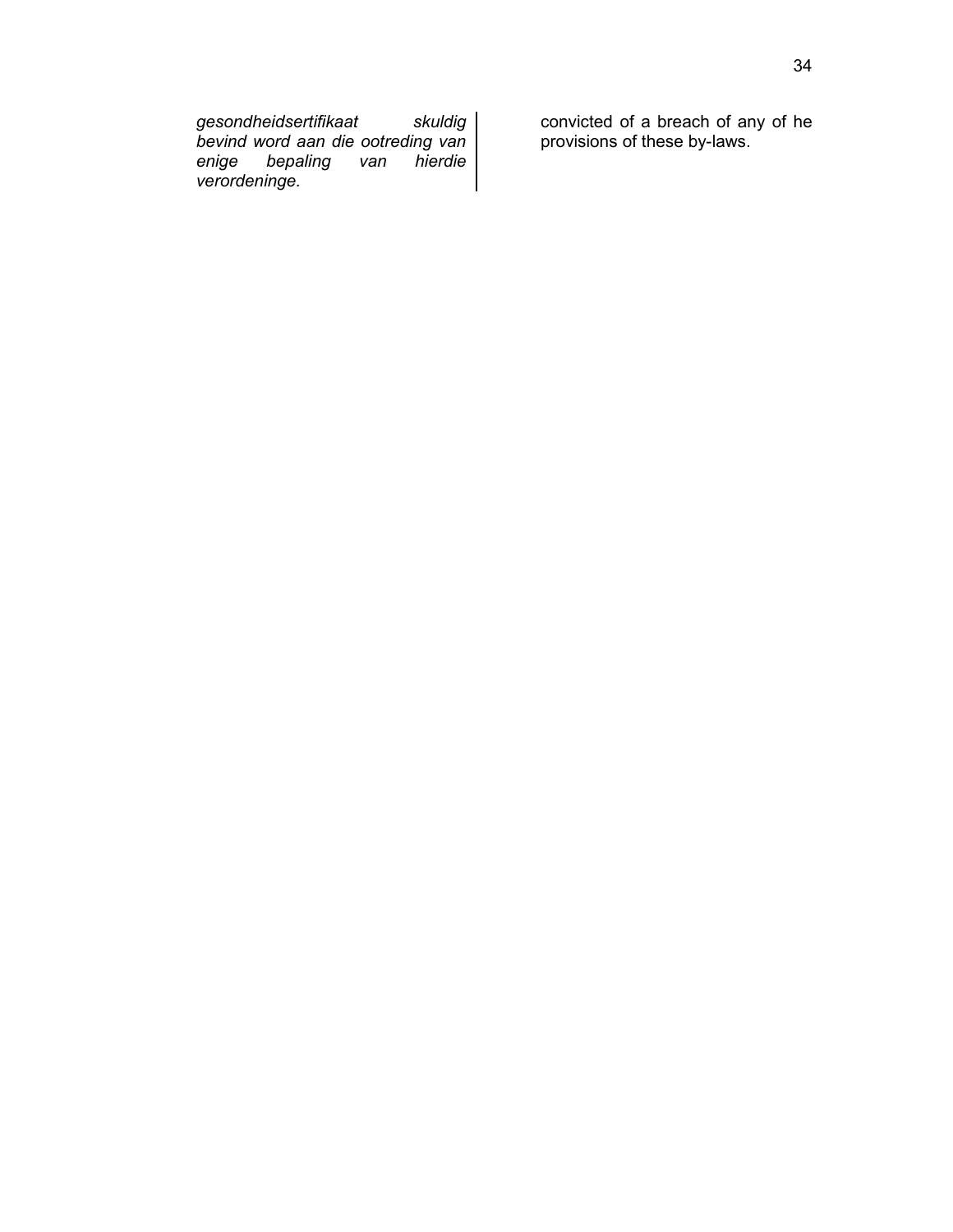*gesondheidsertifikaat skuldig bevind word aan die ootreding van enige bepaling van hierdie verordeninge.*

convicted of a breach of any of he provisions of these by-laws.